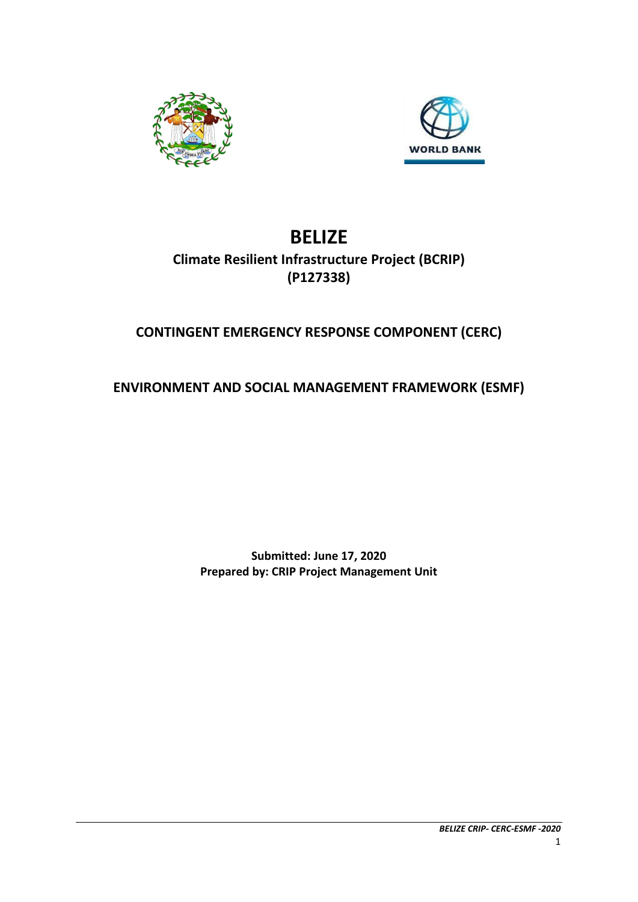# BELIZE

## Climate Resilient Infrastructure Project (BCRIP) (P127338)

## CONTINGENT EMERGENCY RESPONSE COMPONENT (CERC)

## ENVIRONMENT AND SOCIAL MANAGEMENT FRAMEWORK (ESMF)

**Submitted: June 17, 2020**
**Prepared by: CRIP Project Management Unit**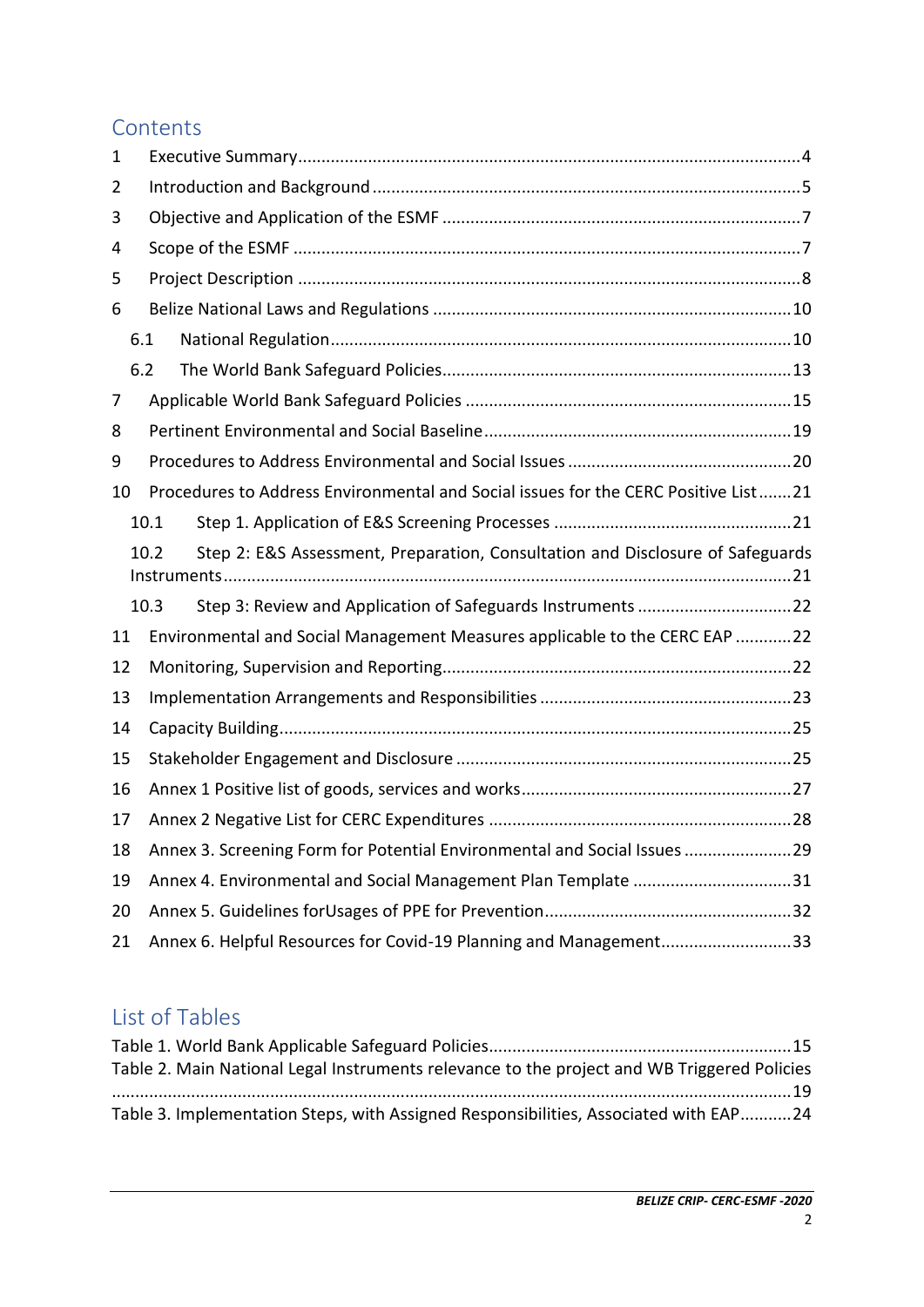# Contents

1 Executive Summary....................................................................................................4
2 Introduction and Background....................................................................................5
3 Objective and Application of the ESMF.....................................................................7
4 Scope of the ESMF.....................................................................................................7
5 Project Description....................................................................................................8
6 Belize National Laws and Regulations.....................................................................10
  6.1 National Regulation.............................................................................................10
  6.2 The World Bank Safeguard Policies......................................................................13
7 Applicable World Bank Safeguard Policies...............................................................15
8 Pertinent Environmental and Social Baseline...........................................................19
9 Procedures to Address Environmental and Social Issues..........................................20
10 Procedures to Address Environmental and Social issues for the CERC Positive List.......21
  10.1 Step 1. Application of E&S Screening Processes.................................................21
  10.2 Step 2: E&S Assessment, Preparation, Consultation and Disclosure of Safeguards Instruments........................................................................................................21
  10.3 Step 3: Review and Application of Safeguards Instruments...............................22
11 Environmental and Social Management Measures applicable to the CERC EAP............22
12 Monitoring, Supervision and Reporting..................................................................22
13 Implementation Arrangements and Responsibilities...............................................23
14 Capacity Building...................................................................................................25
15 Stakeholder Engagement and Disclosure................................................................25
16 Annex 1 Positive list of goods, services and works..................................................27
17 Annex 2 Negative List for CERC Expenditures..........................................................28
18 Annex 3. Screening Form for Potential Environmental and Social Issues....................29
19 Annex 4. Environmental and Social Management Plan Template..............................31
20 Annex 5. Guidelines forUsages of PPE for Prevention..............................................32
21 Annex 6. Helpful Resources for Covid-19 Planning and Management........................33

# List of Tables

Table 1. World Bank Applicable Safeguard Policies.......................................................15
Table 2. Main National Legal Instruments relevance to the project and WB Triggered Policies.......................................................................................................................19
Table 3. Implementation Steps, with Assigned Responsibilities, Associated with EAP...........24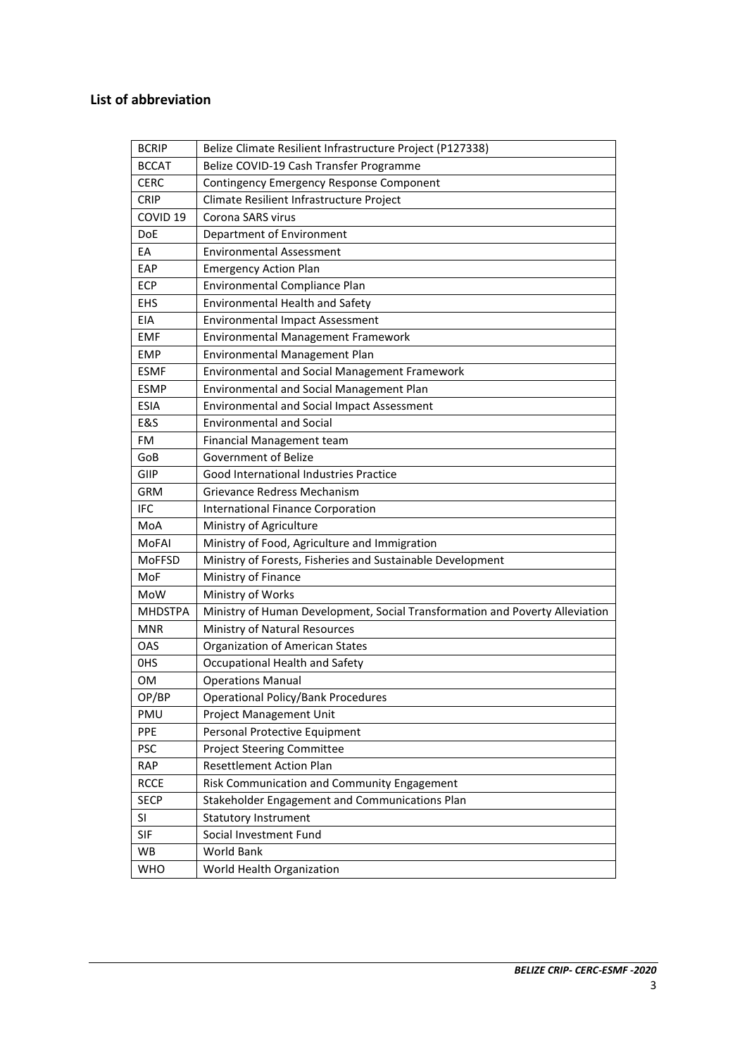## List of abbreviation

| | |
|---|---|
| BCRIP | Belize Climate Resilient Infrastructure Project (P127338) |
| BCCAT | Belize COVID-19 Cash Transfer Programme |
| CERC | Contingency Emergency Response Component |
| CRIP | Climate Resilient Infrastructure Project |
| COVID 19 | Corona SARS virus |
| DoE | Department of Environment |
| EA | Environmental Assessment |
| EAP | Emergency Action Plan |
| ECP | Environmental Compliance Plan |
| EHS | Environmental Health and Safety |
| EIA | Environmental Impact Assessment |
| EMF | Environmental Management Framework |
| EMP | Environmental Management Plan |
| ESMF | Environmental and Social Management Framework |
| ESMP | Environmental and Social Management Plan |
| ESIA | Environmental and Social Impact Assessment |
| E&S | Environmental and Social |
| FM | Financial Management team |
| GoB | Government of Belize |
| GIIP | Good International Industries Practice |
| GRM | Grievance Redress Mechanism |
| IFC | International Finance Corporation |
| MoA | Ministry of Agriculture |
| MoFAI | Ministry of Food, Agriculture and Immigration |
| MoFFSD | Ministry of Forests, Fisheries and Sustainable Development |
| MoF | Ministry of Finance |
| MoW | Ministry of Works |
| MHDSTPA | Ministry of Human Development, Social Transformation and Poverty Alleviation |
| MNR | Ministry of Natural Resources |
| OAS | Organization of American States |
| 0HS | Occupational Health and Safety |
| OM | Operations Manual |
| OP/BP | Operational Policy/Bank Procedures |
| PMU | Project Management Unit |
| PPE | Personal Protective Equipment |
| PSC | Project Steering Committee |
| RAP | Resettlement Action Plan |
| RCCE | Risk Communication and Community Engagement |
| SECP | Stakeholder Engagement and Communications Plan |
| SI | Statutory Instrument |
| SIF | Social Investment Fund |
| WB | World Bank |
| WHO | World Health Organization |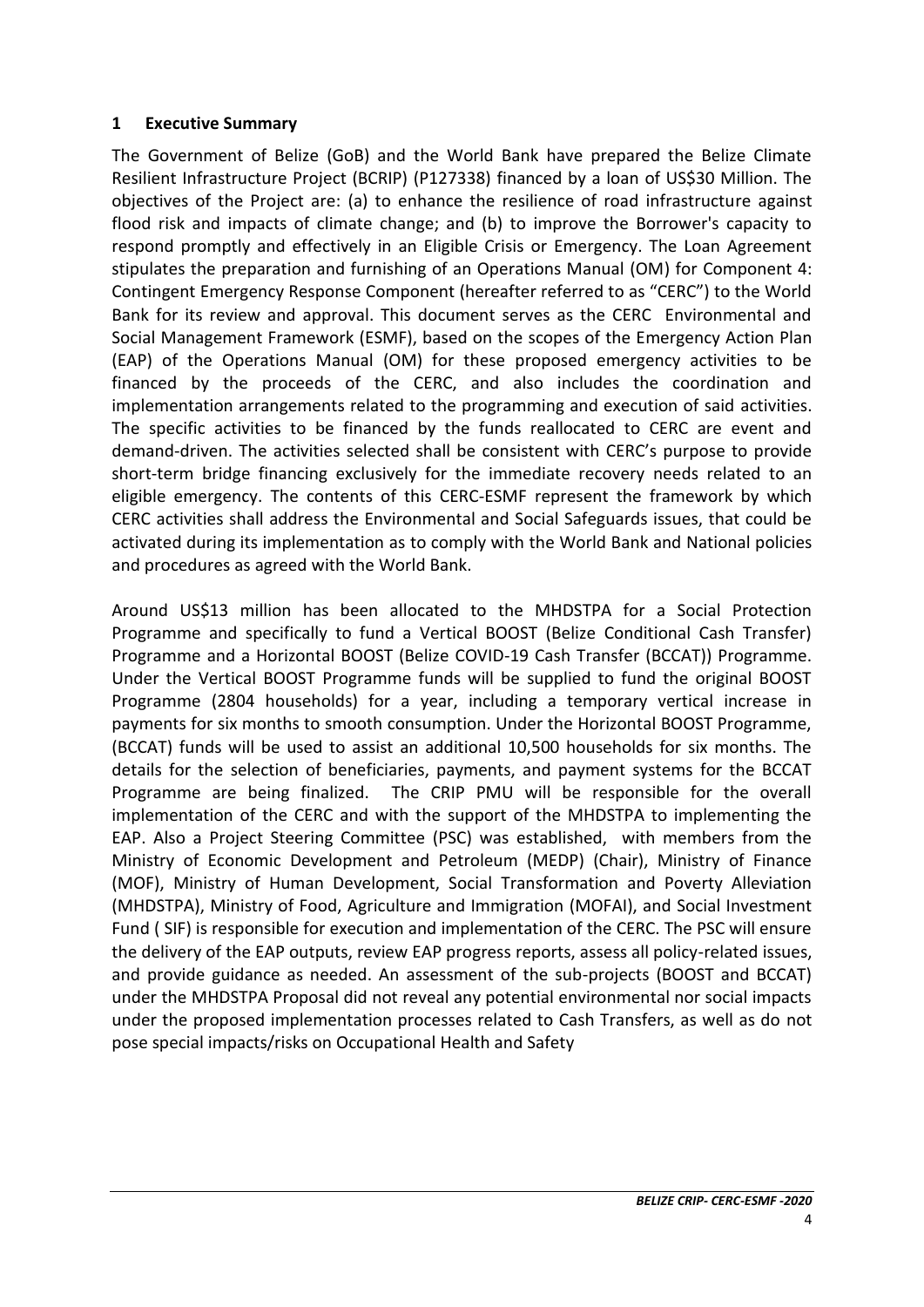# 1 Executive Summary

The Government of Belize (GoB) and the World Bank have prepared the Belize Climate Resilient Infrastructure Project (BCRIP) (P127338) financed by a loan of US$30 Million. The objectives of the Project are: (a) to enhance the resilience of road infrastructure against flood risk and impacts of climate change; and (b) to improve the Borrower's capacity to respond promptly and effectively in an Eligible Crisis or Emergency. The Loan Agreement stipulates the preparation and furnishing of an Operations Manual (OM) for Component 4: Contingent Emergency Response Component (hereafter referred to as "CERC") to the World Bank for its review and approval. This document serves as the CERC Environmental and Social Management Framework (ESMF), based on the scopes of the Emergency Action Plan (EAP) of the Operations Manual (OM) for these proposed emergency activities to be financed by the proceeds of the CERC, and also includes the coordination and implementation arrangements related to the programming and execution of said activities. The specific activities to be financed by the funds reallocated to CERC are event and demand-driven. The activities selected shall be consistent with CERC's purpose to provide short-term bridge financing exclusively for the immediate recovery needs related to an eligible emergency. The contents of this CERC-ESMF represent the framework by which CERC activities shall address the Environmental and Social Safeguards issues, that could be activated during its implementation as to comply with the World Bank and National policies and procedures as agreed with the World Bank.

Around US$13 million has been allocated to the MHDSTPA for a Social Protection Programme and specifically to fund a Vertical BOOST (Belize Conditional Cash Transfer) Programme and a Horizontal BOOST (Belize COVID-19 Cash Transfer (BCCAT)) Programme. Under the Vertical BOOST Programme funds will be supplied to fund the original BOOST Programme (2804 households) for a year, including a temporary vertical increase in payments for six months to smooth consumption. Under the Horizontal BOOST Programme, (BCCAT) funds will be used to assist an additional 10,500 households for six months. The details for the selection of beneficiaries, payments, and payment systems for the BCCAT Programme are being finalized. The CRIP PMU will be responsible for the overall implementation of the CERC and with the support of the MHDSTPA to implementing the EAP. Also a Project Steering Committee (PSC) was established, with members from the Ministry of Economic Development and Petroleum (MEDP) (Chair), Ministry of Finance (MOF), Ministry of Human Development, Social Transformation and Poverty Alleviation (MHDSTPA), Ministry of Food, Agriculture and Immigration (MOFAI), and Social Investment Fund ( SIF) is responsible for execution and implementation of the CERC. The PSC will ensure the delivery of the EAP outputs, review EAP progress reports, assess all policy-related issues, and provide guidance as needed. An assessment of the sub-projects (BOOST and BCCAT) under the MHDSTPA Proposal did not reveal any potential environmental nor social impacts under the proposed implementation processes related to Cash Transfers, as well as do not pose special impacts/risks on Occupational Health and Safety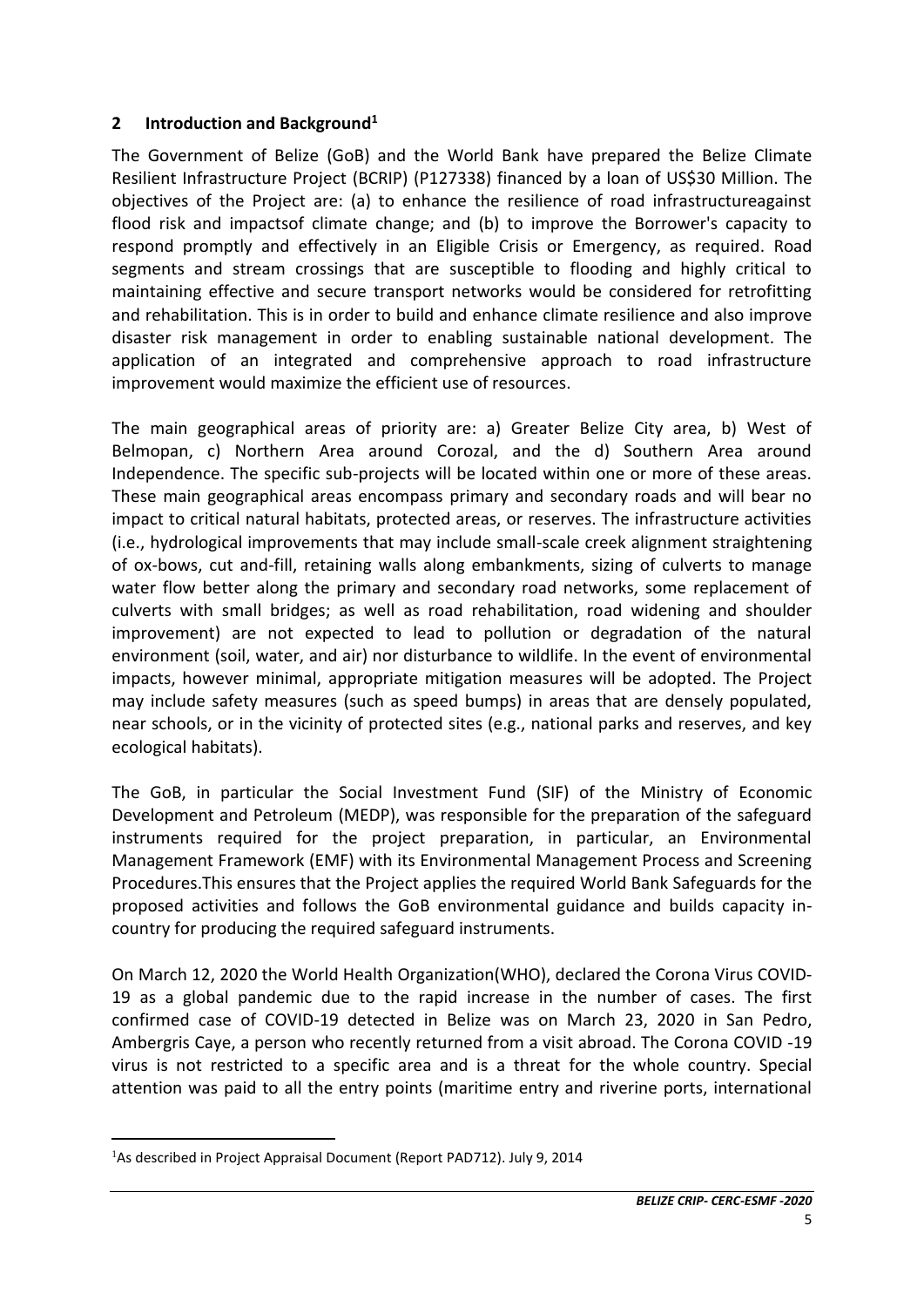## 2 Introduction and Background[1]

The Government of Belize (GoB) and the World Bank have prepared the Belize Climate Resilient Infrastructure Project (BCRIP) (P127338) financed by a loan of US$30 Million. The objectives of the Project are: (a) to enhance the resilience of road infrastructureagainst flood risk and impactsof climate change; and (b) to improve the Borrower's capacity to respond promptly and effectively in an Eligible Crisis or Emergency, as required. Road segments and stream crossings that are susceptible to flooding and highly critical to maintaining effective and secure transport networks would be considered for retrofitting and rehabilitation. This is in order to build and enhance climate resilience and also improve disaster risk management in order to enabling sustainable national development. The application of an integrated and comprehensive approach to road infrastructure improvement would maximize the efficient use of resources.

The main geographical areas of priority are: a) Greater Belize City area, b) West of Belmopan, c) Northern Area around Corozal, and the d) Southern Area around Independence. The specific sub-projects will be located within one or more of these areas. These main geographical areas encompass primary and secondary roads and will bear no impact to critical natural habitats, protected areas, or reserves. The infrastructure activities (i.e., hydrological improvements that may include small-scale creek alignment straightening of ox-bows, cut and-fill, retaining walls along embankments, sizing of culverts to manage water flow better along the primary and secondary road networks, some replacement of culverts with small bridges; as well as road rehabilitation, road widening and shoulder improvement) are not expected to lead to pollution or degradation of the natural environment (soil, water, and air) nor disturbance to wildlife. In the event of environmental impacts, however minimal, appropriate mitigation measures will be adopted. The Project may include safety measures (such as speed bumps) in areas that are densely populated, near schools, or in the vicinity of protected sites (e.g., national parks and reserves, and key ecological habitats).

The GoB, in particular the Social Investment Fund (SIF) of the Ministry of Economic Development and Petroleum (MEDP), was responsible for the preparation of the safeguard instruments required for the project preparation, in particular, an Environmental Management Framework (EMF) with its Environmental Management Process and Screening Procedures.This ensures that the Project applies the required World Bank Safeguards for the proposed activities and follows the GoB environmental guidance and builds capacity in-country for producing the required safeguard instruments.

On March 12, 2020 the World Health Organization(WHO), declared the Corona Virus COVID-19 as a global pandemic due to the rapid increase in the number of cases. The first confirmed case of COVID-19 detected in Belize was on March 23, 2020 in San Pedro, Ambergris Caye, a person who recently returned from a visit abroad. The Corona COVID -19 virus is not restricted to a specific area and is a threat for the whole country. Special attention was paid to all the entry points (maritime entry and riverine ports, international

[1]As described in Project Appraisal Document (Report PAD712). July 9, 2014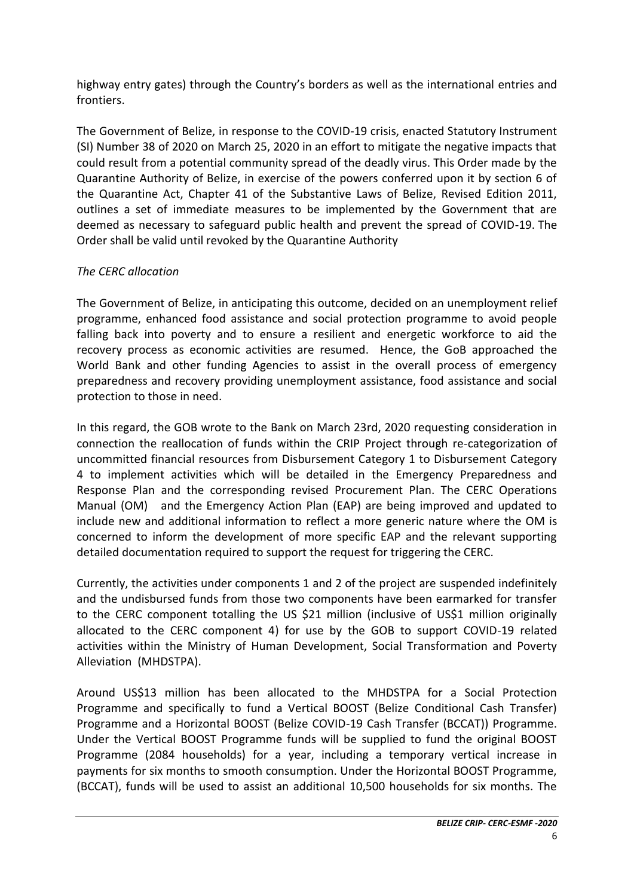highway entry gates) through the Country's borders as well as the international entries and frontiers.

The Government of Belize, in response to the COVID-19 crisis, enacted Statutory Instrument (SI) Number 38 of 2020 on March 25, 2020 in an effort to mitigate the negative impacts that could result from a potential community spread of the deadly virus. This Order made by the Quarantine Authority of Belize, in exercise of the powers conferred upon it by section 6 of the Quarantine Act, Chapter 41 of the Substantive Laws of Belize, Revised Edition 2011, outlines a set of immediate measures to be implemented by the Government that are deemed as necessary to safeguard public health and prevent the spread of COVID-19. The Order shall be valid until revoked by the Quarantine Authority

*The CERC allocation*

The Government of Belize, in anticipating this outcome, decided on an unemployment relief programme, enhanced food assistance and social protection programme to avoid people falling back into poverty and to ensure a resilient and energetic workforce to aid the recovery process as economic activities are resumed. Hence, the GoB approached the World Bank and other funding Agencies to assist in the overall process of emergency preparedness and recovery providing unemployment assistance, food assistance and social protection to those in need.

In this regard, the GOB wrote to the Bank on March 23rd, 2020 requesting consideration in connection the reallocation of funds within the CRIP Project through re-categorization of uncommitted financial resources from Disbursement Category 1 to Disbursement Category 4 to implement activities which will be detailed in the Emergency Preparedness and Response Plan and the corresponding revised Procurement Plan. The CERC Operations Manual (OM) and the Emergency Action Plan (EAP) are being improved and updated to include new and additional information to reflect a more generic nature where the OM is concerned to inform the development of more specific EAP and the relevant supporting detailed documentation required to support the request for triggering the CERC.

Currently, the activities under components 1 and 2 of the project are suspended indefinitely and the undisbursed funds from those two components have been earmarked for transfer to the CERC component totalling the US \$21 million (inclusive of US\$1 million originally allocated to the CERC component 4) for use by the GOB to support COVID-19 related activities within the Ministry of Human Development, Social Transformation and Poverty Alleviation (MHDSTPA).

Around US\$13 million has been allocated to the MHDSTPA for a Social Protection Programme and specifically to fund a Vertical BOOST (Belize Conditional Cash Transfer) Programme and a Horizontal BOOST (Belize COVID-19 Cash Transfer (BCCAT)) Programme. Under the Vertical BOOST Programme funds will be supplied to fund the original BOOST Programme (2084 households) for a year, including a temporary vertical increase in payments for six months to smooth consumption. Under the Horizontal BOOST Programme, (BCCAT), funds will be used to assist an additional 10,500 households for six months. The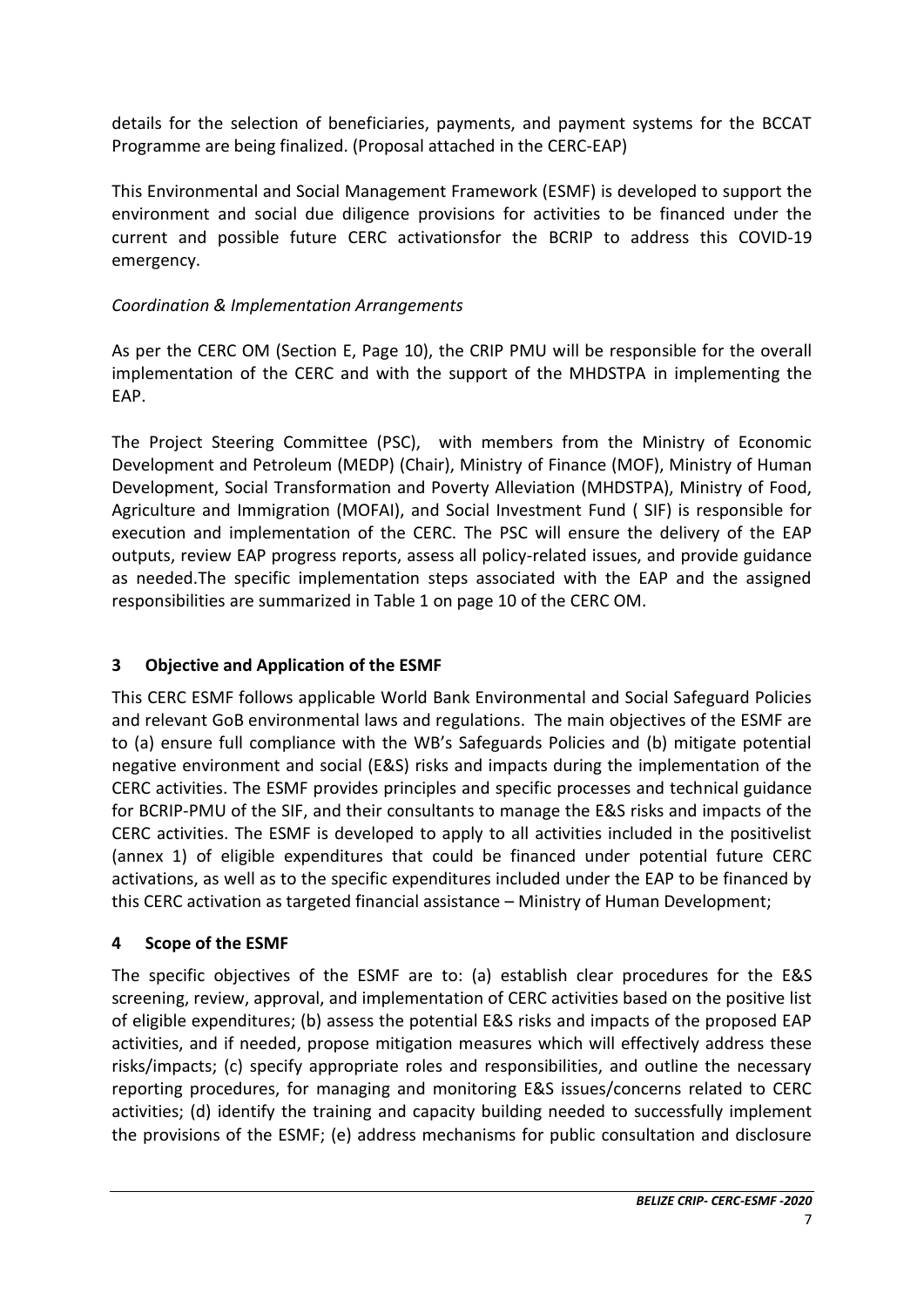details for the selection of beneficiaries, payments, and payment systems for the BCCAT Programme are being finalized. (Proposal attached in the CERC-EAP)

This Environmental and Social Management Framework (ESMF) is developed to support the environment and social due diligence provisions for activities to be financed under the current and possible future CERC activationsfor the BCRIP to address this COVID-19 emergency.

*Coordination & Implementation Arrangements*

As per the CERC OM (Section E, Page 10), the CRIP PMU will be responsible for the overall implementation of the CERC and with the support of the MHDSTPA in implementing the EAP.

The Project Steering Committee (PSC), with members from the Ministry of Economic Development and Petroleum (MEDP) (Chair), Ministry of Finance (MOF), Ministry of Human Development, Social Transformation and Poverty Alleviation (MHDSTPA), Ministry of Food, Agriculture and Immigration (MOFAI), and Social Investment Fund ( SIF) is responsible for execution and implementation of the CERC. The PSC will ensure the delivery of the EAP outputs, review EAP progress reports, assess all policy-related issues, and provide guidance as needed.The specific implementation steps associated with the EAP and the assigned responsibilities are summarized in Table 1 on page 10 of the CERC OM.

## 3 Objective and Application of the ESMF

This CERC ESMF follows applicable World Bank Environmental and Social Safeguard Policies and relevant GoB environmental laws and regulations. The main objectives of the ESMF are to (a) ensure full compliance with the WB's Safeguards Policies and (b) mitigate potential negative environment and social (E&S) risks and impacts during the implementation of the CERC activities. The ESMF provides principles and specific processes and technical guidance for BCRIP-PMU of the SIF, and their consultants to manage the E&S risks and impacts of the CERC activities. The ESMF is developed to apply to all activities included in the positivelist (annex 1) of eligible expenditures that could be financed under potential future CERC activations, as well as to the specific expenditures included under the EAP to be financed by this CERC activation as targeted financial assistance – Ministry of Human Development;

## 4 Scope of the ESMF

The specific objectives of the ESMF are to: (a) establish clear procedures for the E&S screening, review, approval, and implementation of CERC activities based on the positive list of eligible expenditures; (b) assess the potential E&S risks and impacts of the proposed EAP activities, and if needed, propose mitigation measures which will effectively address these risks/impacts; (c) specify appropriate roles and responsibilities, and outline the necessary reporting procedures, for managing and monitoring E&S issues/concerns related to CERC activities; (d) identify the training and capacity building needed to successfully implement the provisions of the ESMF; (e) address mechanisms for public consultation and disclosure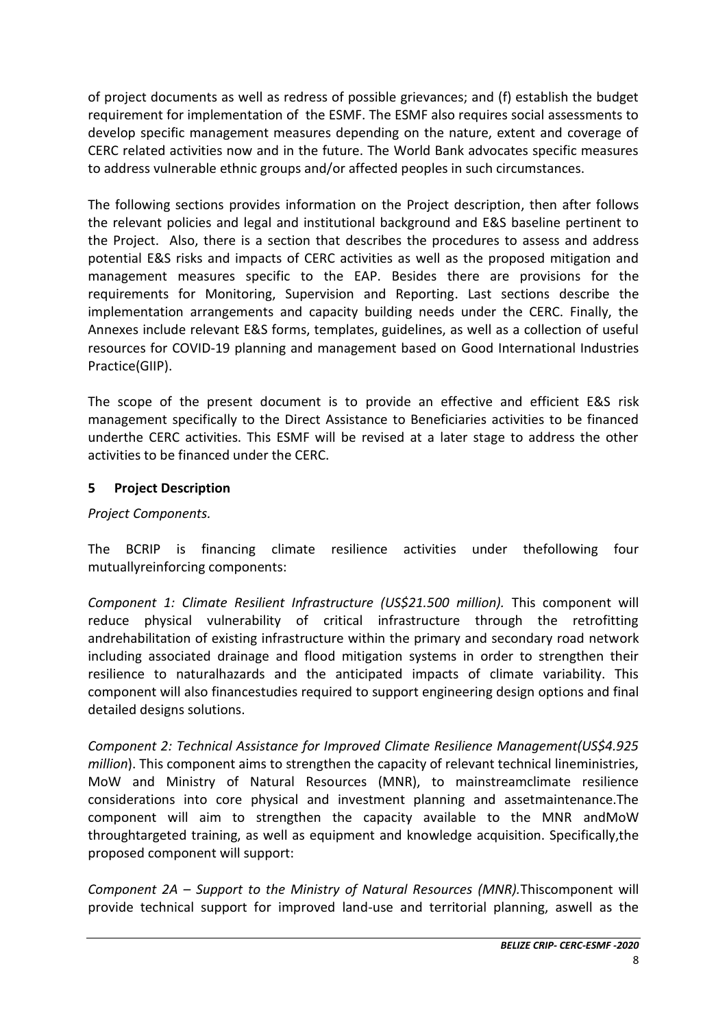of project documents as well as redress of possible grievances; and (f) establish the budget requirement for implementation of the ESMF. The ESMF also requires social assessments to develop specific management measures depending on the nature, extent and coverage of CERC related activities now and in the future. The World Bank advocates specific measures to address vulnerable ethnic groups and/or affected peoples in such circumstances.

The following sections provides information on the Project description, then after follows the relevant policies and legal and institutional background and E&S baseline pertinent to the Project. Also, there is a section that describes the procedures to assess and address potential E&S risks and impacts of CERC activities as well as the proposed mitigation and management measures specific to the EAP. Besides there are provisions for the requirements for Monitoring, Supervision and Reporting. Last sections describe the implementation arrangements and capacity building needs under the CERC. Finally, the Annexes include relevant E&S forms, templates, guidelines, as well as a collection of useful resources for COVID-19 planning and management based on Good International Industries Practice(GIIP).

The scope of the present document is to provide an effective and efficient E&S risk management specifically to the Direct Assistance to Beneficiaries activities to be financed underthe CERC activities. This ESMF will be revised at a later stage to address the other activities to be financed under the CERC.

## 5 Project Description

*Project Components.*

The BCRIP is financing climate resilience activities under thefollowing four mutuallyreinforcing components:

*Component 1: Climate Resilient Infrastructure (US$21.500 million).* This component will reduce physical vulnerability of critical infrastructure through the retrofitting andrehabilitation of existing infrastructure within the primary and secondary road network including associated drainage and flood mitigation systems in order to strengthen their resilience to naturalhazards and the anticipated impacts of climate variability. This component will also financestudies required to support engineering design options and final detailed designs solutions.

*Component 2: Technical Assistance for Improved Climate Resilience Management(US$4.925 million*). This component aims to strengthen the capacity of relevant technical lineministries, MoW and Ministry of Natural Resources (MNR), to mainstreamclimate resilience considerations into core physical and investment planning and assetmaintenance.The component will aim to strengthen the capacity available to the MNR andMoW throughtargeted training, as well as equipment and knowledge acquisition. Specifically,the proposed component will support:

*Component 2A – Support to the Ministry of Natural Resources (MNR).*Thiscomponent will provide technical support for improved land-use and territorial planning, aswell as the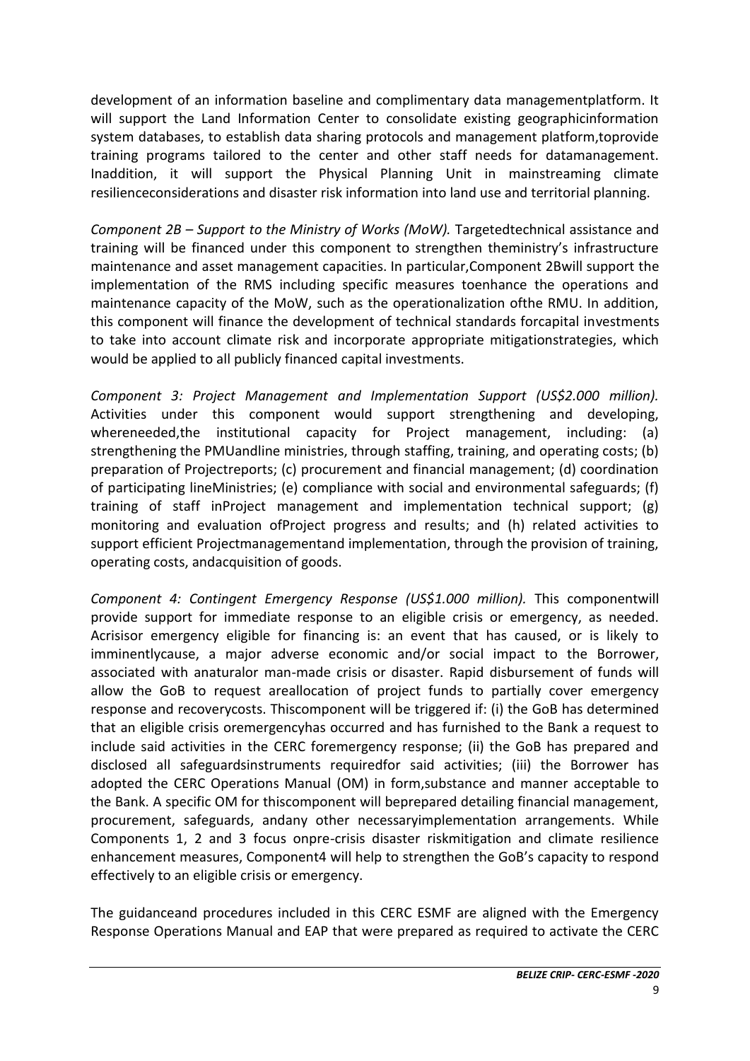development of an information baseline and complimentary data managementplatform. It will support the Land Information Center to consolidate existing geographicinformation system databases, to establish data sharing protocols and management platform,toprovide training programs tailored to the center and other staff needs for datamanagement. Inaddition, it will support the Physical Planning Unit in mainstreaming climate resilienceconsiderations and disaster risk information into land use and territorial planning.

*Component 2B – Support to the Ministry of Works (MoW).* Targetedtechnical assistance and training will be financed under this component to strengthen theministry's infrastructure maintenance and asset management capacities. In particular,Component 2Bwill support the implementation of the RMS including specific measures toenhance the operations and maintenance capacity of the MoW, such as the operationalization ofthe RMU. In addition, this component will finance the development of technical standards forcapital investments to take into account climate risk and incorporate appropriate mitigationstrategies, which would be applied to all publicly financed capital investments.

*Component 3: Project Management and Implementation Support (US$2.000 million).* Activities under this component would support strengthening and developing, whereneeded,the institutional capacity for Project management, including: (a) strengthening the PMUandline ministries, through staffing, training, and operating costs; (b) preparation of Projectreports; (c) procurement and financial management; (d) coordination of participating lineMinistries; (e) compliance with social and environmental safeguards; (f) training of staff inProject management and implementation technical support; (g) monitoring and evaluation ofProject progress and results; and (h) related activities to support efficient Projectmanagementand implementation, through the provision of training, operating costs, andacquisition of goods.

*Component 4: Contingent Emergency Response (US$1.000 million).* This componentwill provide support for immediate response to an eligible crisis or emergency, as needed. Acrisisor emergency eligible for financing is: an event that has caused, or is likely to imminentlycause, a major adverse economic and/or social impact to the Borrower, associated with anaturalor man-made crisis or disaster. Rapid disbursement of funds will allow the GoB to request areallocation of project funds to partially cover emergency response and recoverycosts. Thiscomponent will be triggered if: (i) the GoB has determined that an eligible crisis oremergencyhas occurred and has furnished to the Bank a request to include said activities in the CERC foremergency response; (ii) the GoB has prepared and disclosed all safeguardsinstruments requiredfor said activities; (iii) the Borrower has adopted the CERC Operations Manual (OM) in form,substance and manner acceptable to the Bank. A specific OM for thiscomponent will beprepared detailing financial management, procurement, safeguards, andany other necessaryimplementation arrangements. While Components 1, 2 and 3 focus onpre-crisis disaster riskmitigation and climate resilience enhancement measures, Component4 will help to strengthen the GoB's capacity to respond effectively to an eligible crisis or emergency.

The guidanceand procedures included in this CERC ESMF are aligned with the Emergency Response Operations Manual and EAP that were prepared as required to activate the CERC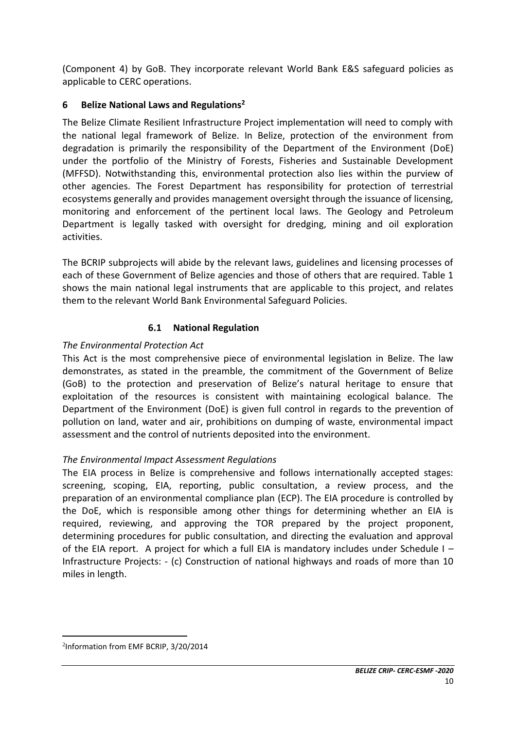(Component 4) by GoB. They incorporate relevant World Bank E&S safeguard policies as applicable to CERC operations.

## 6 Belize National Laws and Regulations[2]

The Belize Climate Resilient Infrastructure Project implementation will need to comply with the national legal framework of Belize. In Belize, protection of the environment from degradation is primarily the responsibility of the Department of the Environment (DoE) under the portfolio of the Ministry of Forests, Fisheries and Sustainable Development (MFFSD). Notwithstanding this, environmental protection also lies within the purview of other agencies. The Forest Department has responsibility for protection of terrestrial ecosystems generally and provides management oversight through the issuance of licensing, monitoring and enforcement of the pertinent local laws. The Geology and Petroleum Department is legally tasked with oversight for dredging, mining and oil exploration activities.

The BCRIP subprojects will abide by the relevant laws, guidelines and licensing processes of each of these Government of Belize agencies and those of others that are required. Table 1 shows the main national legal instruments that are applicable to this project, and relates them to the relevant World Bank Environmental Safeguard Policies.

### 6.1 National Regulation

*The Environmental Protection Act*

This Act is the most comprehensive piece of environmental legislation in Belize. The law demonstrates, as stated in the preamble, the commitment of the Government of Belize (GoB) to the protection and preservation of Belize's natural heritage to ensure that exploitation of the resources is consistent with maintaining ecological balance. The Department of the Environment (DoE) is given full control in regards to the prevention of pollution on land, water and air, prohibitions on dumping of waste, environmental impact assessment and the control of nutrients deposited into the environment.

*The Environmental Impact Assessment Regulations*

The EIA process in Belize is comprehensive and follows internationally accepted stages: screening, scoping, EIA, reporting, public consultation, a review process, and the preparation of an environmental compliance plan (ECP). The EIA procedure is controlled by the DoE, which is responsible among other things for determining whether an EIA is required, reviewing, and approving the TOR prepared by the project proponent, determining procedures for public consultation, and directing the evaluation and approval of the EIA report. A project for which a full EIA is mandatory includes under Schedule I – Infrastructure Projects: - (c) Construction of national highways and roads of more than 10 miles in length.

---

[2]Information from EMF BCRIP, 3/20/2014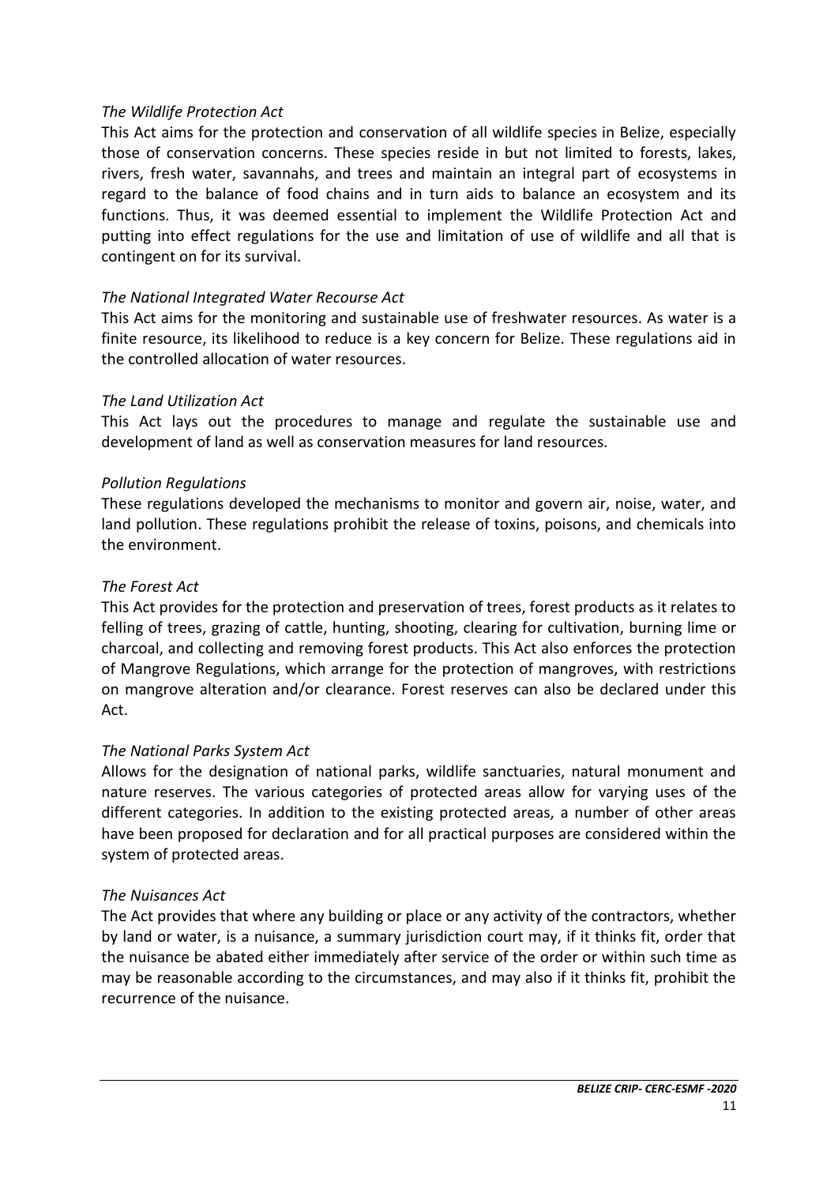*The Wildlife Protection Act*

This Act aims for the protection and conservation of all wildlife species in Belize, especially those of conservation concerns. These species reside in but not limited to forests, lakes, rivers, fresh water, savannahs, and trees and maintain an integral part of ecosystems in regard to the balance of food chains and in turn aids to balance an ecosystem and its functions. Thus, it was deemed essential to implement the Wildlife Protection Act and putting into effect regulations for the use and limitation of use of wildlife and all that is contingent on for its survival.

*The National Integrated Water Recourse Act*

This Act aims for the monitoring and sustainable use of freshwater resources. As water is a finite resource, its likelihood to reduce is a key concern for Belize. These regulations aid in the controlled allocation of water resources.

*The Land Utilization Act*

This Act lays out the procedures to manage and regulate the sustainable use and development of land as well as conservation measures for land resources.

*Pollution Regulations*

These regulations developed the mechanisms to monitor and govern air, noise, water, and land pollution. These regulations prohibit the release of toxins, poisons, and chemicals into the environment.

*The Forest Act*

This Act provides for the protection and preservation of trees, forest products as it relates to felling of trees, grazing of cattle, hunting, shooting, clearing for cultivation, burning lime or charcoal, and collecting and removing forest products. This Act also enforces the protection of Mangrove Regulations, which arrange for the protection of mangroves, with restrictions on mangrove alteration and/or clearance. Forest reserves can also be declared under this Act.

*The National Parks System Act*

Allows for the designation of national parks, wildlife sanctuaries, natural monument and nature reserves. The various categories of protected areas allow for varying uses of the different categories. In addition to the existing protected areas, a number of other areas have been proposed for declaration and for all practical purposes are considered within the system of protected areas.

*The Nuisances Act*

The Act provides that where any building or place or any activity of the contractors, whether by land or water, is a nuisance, a summary jurisdiction court may, if it thinks fit, order that the nuisance be abated either immediately after service of the order or within such time as may be reasonable according to the circumstances, and may also if it thinks fit, prohibit the recurrence of the nuisance.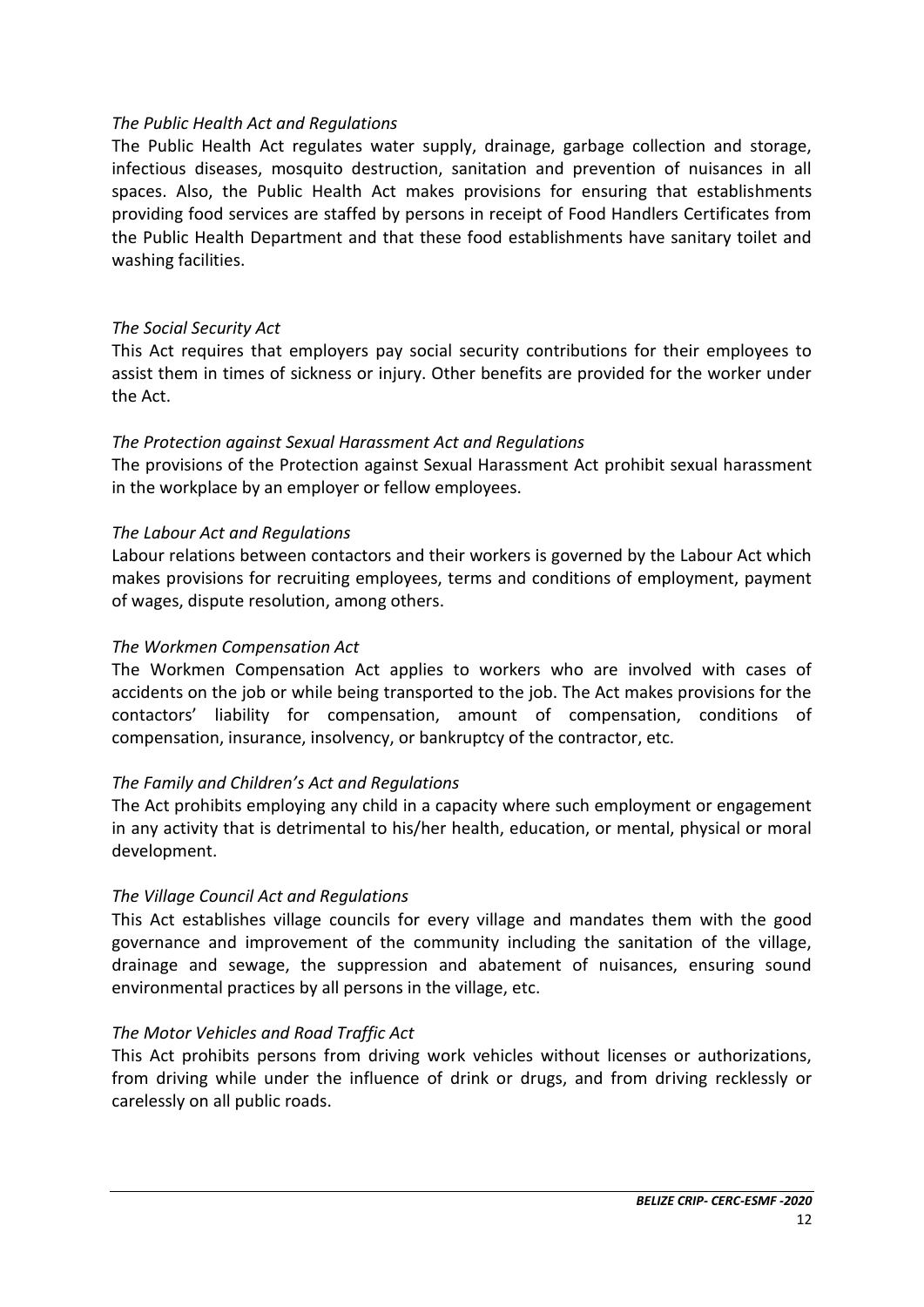*The Public Health Act and Regulations*

The Public Health Act regulates water supply, drainage, garbage collection and storage, infectious diseases, mosquito destruction, sanitation and prevention of nuisances in all spaces. Also, the Public Health Act makes provisions for ensuring that establishments providing food services are staffed by persons in receipt of Food Handlers Certificates from the Public Health Department and that these food establishments have sanitary toilet and washing facilities.

*The Social Security Act*

This Act requires that employers pay social security contributions for their employees to assist them in times of sickness or injury. Other benefits are provided for the worker under the Act.

*The Protection against Sexual Harassment Act and Regulations*

The provisions of the Protection against Sexual Harassment Act prohibit sexual harassment in the workplace by an employer or fellow employees.

*The Labour Act and Regulations*

Labour relations between contactors and their workers is governed by the Labour Act which makes provisions for recruiting employees, terms and conditions of employment, payment of wages, dispute resolution, among others.

*The Workmen Compensation Act*

The Workmen Compensation Act applies to workers who are involved with cases of accidents on the job or while being transported to the job. The Act makes provisions for the contactors' liability for compensation, amount of compensation, conditions of compensation, insurance, insolvency, or bankruptcy of the contractor, etc.

*The Family and Children's Act and Regulations*

The Act prohibits employing any child in a capacity where such employment or engagement in any activity that is detrimental to his/her health, education, or mental, physical or moral development.

*The Village Council Act and Regulations*

This Act establishes village councils for every village and mandates them with the good governance and improvement of the community including the sanitation of the village, drainage and sewage, the suppression and abatement of nuisances, ensuring sound environmental practices by all persons in the village, etc.

*The Motor Vehicles and Road Traffic Act*

This Act prohibits persons from driving work vehicles without licenses or authorizations, from driving while under the influence of drink or drugs, and from driving recklessly or carelessly on all public roads.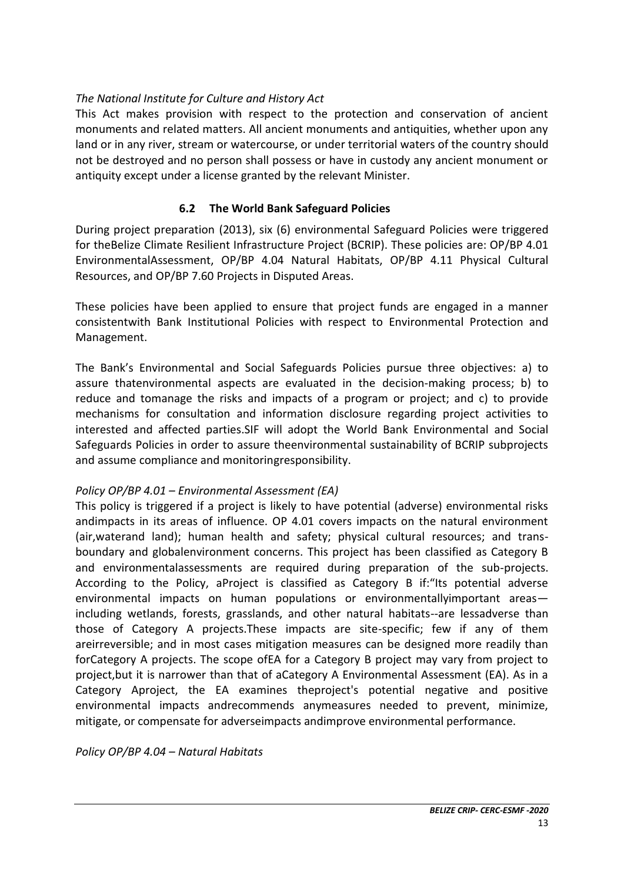*The National Institute for Culture and History Act*

This Act makes provision with respect to the protection and conservation of ancient monuments and related matters. All ancient monuments and antiquities, whether upon any land or in any river, stream or watercourse, or under territorial waters of the country should not be destroyed and no person shall possess or have in custody any ancient monument or antiquity except under a license granted by the relevant Minister.

### 6.2 The World Bank Safeguard Policies

During project preparation (2013), six (6) environmental Safeguard Policies were triggered for theBelize Climate Resilient Infrastructure Project (BCRIP). These policies are: OP/BP 4.01 EnvironmentalAssessment, OP/BP 4.04 Natural Habitats, OP/BP 4.11 Physical Cultural Resources, and OP/BP 7.60 Projects in Disputed Areas.

These policies have been applied to ensure that project funds are engaged in a manner consistentwith Bank Institutional Policies with respect to Environmental Protection and Management.

The Bank's Environmental and Social Safeguards Policies pursue three objectives: a) to assure thatenvironmental aspects are evaluated in the decision-making process; b) to reduce and tomanage the risks and impacts of a program or project; and c) to provide mechanisms for consultation and information disclosure regarding project activities to interested and affected parties.SIF will adopt the World Bank Environmental and Social Safeguards Policies in order to assure theenvironmental sustainability of BCRIP subprojects and assume compliance and monitoringresponsibility.

*Policy OP/BP 4.01 – Environmental Assessment (EA)*

This policy is triggered if a project is likely to have potential (adverse) environmental risks andimpacts in its areas of influence. OP 4.01 covers impacts on the natural environment (air,waterand land); human health and safety; physical cultural resources; and trans-boundary and globalenvironment concerns. This project has been classified as Category B and environmentalassessments are required during preparation of the sub-projects. According to the Policy, aProject is classified as Category B if:"Its potential adverse environmental impacts on human populations or environmentallyimportant areas—including wetlands, forests, grasslands, and other natural habitats--are lessadverse than those of Category A projects.These impacts are site-specific; few if any of them areirreversible; and in most cases mitigation measures can be designed more readily than forCategory A projects. The scope ofEA for a Category B project may vary from project to project,but it is narrower than that of aCategory A Environmental Assessment (EA). As in a Category Aproject, the EA examines theproject's potential negative and positive environmental impacts andrecommends anymeasures needed to prevent, minimize, mitigate, or compensate for adverseimpacts andimprove environmental performance.

*Policy OP/BP 4.04 – Natural Habitats*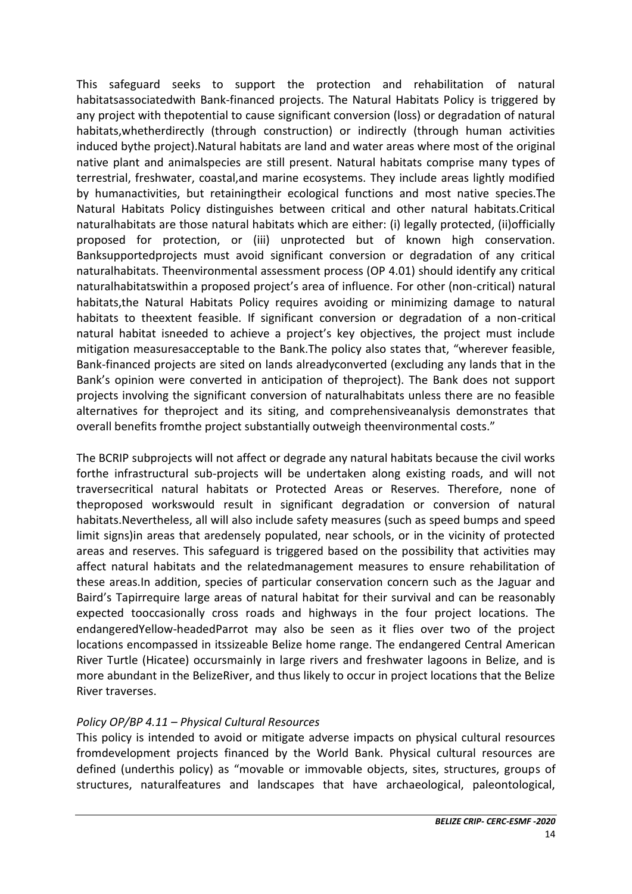This safeguard seeks to support the protection and rehabilitation of natural habitatsassociatedwith Bank-financed projects. The Natural Habitats Policy is triggered by any project with thepotential to cause significant conversion (loss) or degradation of natural habitats,whetherdirectly (through construction) or indirectly (through human activities induced bythe project).Natural habitats are land and water areas where most of the original native plant and animalspecies are still present. Natural habitats comprise many types of terrestrial, freshwater, coastal,and marine ecosystems. They include areas lightly modified by humanactivities, but retainingtheir ecological functions and most native species.The Natural Habitats Policy distinguishes between critical and other natural habitats.Critical naturalhabitats are those natural habitats which are either: (i) legally protected, (ii)officially proposed for protection, or (iii) unprotected but of known high conservation. Banksupportedprojects must avoid significant conversion or degradation of any critical naturalhabitats. Theenvironmental assessment process (OP 4.01) should identify any critical naturalhabitatswithin a proposed project's area of influence. For other (non-critical) natural habitats,the Natural Habitats Policy requires avoiding or minimizing damage to natural habitats to theextent feasible. If significant conversion or degradation of a non-critical natural habitat isneeded to achieve a project's key objectives, the project must include mitigation measuresacceptable to the Bank.The policy also states that, "wherever feasible, Bank-financed projects are sited on lands alreadyconverted (excluding any lands that in the Bank's opinion were converted in anticipation of theproject). The Bank does not support projects involving the significant conversion of naturalhabitats unless there are no feasible alternatives for theproject and its siting, and comprehensiveanalysis demonstrates that overall benefits fromthe project substantially outweigh theenvironmental costs."

The BCRIP subprojects will not affect or degrade any natural habitats because the civil works forthe infrastructural sub-projects will be undertaken along existing roads, and will not traversecritical natural habitats or Protected Areas or Reserves. Therefore, none of theproposed workswould result in significant degradation or conversion of natural habitats.Nevertheless, all will also include safety measures (such as speed bumps and speed limit signs)in areas that aredensely populated, near schools, or in the vicinity of protected areas and reserves. This safeguard is triggered based on the possibility that activities may affect natural habitats and the relatedmanagement measures to ensure rehabilitation of these areas.In addition, species of particular conservation concern such as the Jaguar and Baird's Tapirrequire large areas of natural habitat for their survival and can be reasonably expected tooccasionally cross roads and highways in the four project locations. The endangeredYellow-headedParrot may also be seen as it flies over two of the project locations encompassed in itssizeable Belize home range. The endangered Central American River Turtle (Hicatee) occursmainly in large rivers and freshwater lagoons in Belize, and is more abundant in the BelizeRiver, and thus likely to occur in project locations that the Belize River traverses.

*Policy OP/BP 4.11 – Physical Cultural Resources*

This policy is intended to avoid or mitigate adverse impacts on physical cultural resources fromdevelopment projects financed by the World Bank. Physical cultural resources are defined (underthis policy) as "movable or immovable objects, sites, structures, groups of structures, naturalfeatures and landscapes that have archaeological, paleontological,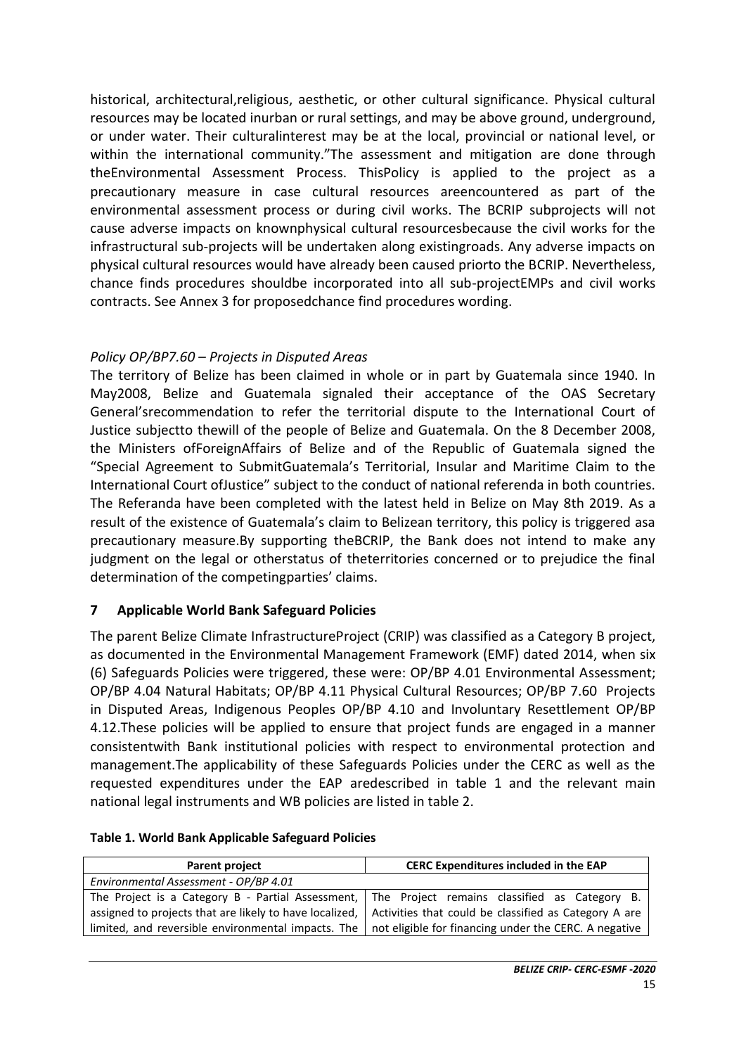historical, architectural,religious, aesthetic, or other cultural significance. Physical cultural resources may be located inurban or rural settings, and may be above ground, underground, or under water. Their culturalinterest may be at the local, provincial or national level, or within the international community."The assessment and mitigation are done through theEnvironmental Assessment Process. ThisPolicy is applied to the project as a precautionary measure in case cultural resources areencountered as part of the environmental assessment process or during civil works. The BCRIP subprojects will not cause adverse impacts on knownphysical cultural resourcesbecause the civil works for the infrastructural sub-projects will be undertaken along existingroads. Any adverse impacts on physical cultural resources would have already been caused priorto the BCRIP. Nevertheless, chance finds procedures shouldbe incorporated into all sub-projectEMPs and civil works contracts. See Annex 3 for proposedchance find procedures wording.

*Policy OP/BP7.60 – Projects in Disputed Areas*

The territory of Belize has been claimed in whole or in part by Guatemala since 1940. In May2008, Belize and Guatemala signaled their acceptance of the OAS Secretary General'srecommendation to refer the territorial dispute to the International Court of Justice subjectto thewill of the people of Belize and Guatemala. On the 8 December 2008, the Ministers ofForeignAffairs of Belize and of the Republic of Guatemala signed the "Special Agreement to SubmitGuatemala's Territorial, Insular and Maritime Claim to the International Court ofJustice" subject to the conduct of national referenda in both countries. The Referanda have been completed with the latest held in Belize on May 8th 2019. As a result of the existence of Guatemala's claim to Belizean territory, this policy is triggered asa precautionary measure.By supporting theBCRIP, the Bank does not intend to make any judgment on the legal or otherstatus of theterritories concerned or to prejudice the final determination of the competingparties' claims.

## 7 Applicable World Bank Safeguard Policies

The parent Belize Climate InfrastructureProject (CRIP) was classified as a Category B project, as documented in the Environmental Management Framework (EMF) dated 2014, when six (6) Safeguards Policies were triggered, these were: OP/BP 4.01 Environmental Assessment; OP/BP 4.04 Natural Habitats; OP/BP 4.11 Physical Cultural Resources; OP/BP 7.60 Projects in Disputed Areas, Indigenous Peoples OP/BP 4.10 and Involuntary Resettlement OP/BP 4.12.These policies will be applied to ensure that project funds are engaged in a manner consistentwith Bank institutional policies with respect to environmental protection and management.The applicability of these Safeguards Policies under the CERC as well as the requested expenditures under the EAP aredescribed in table 1 and the relevant main national legal instruments and WB policies are listed in table 2.

**Table 1. World Bank Applicable Safeguard Policies**

| Parent project | CERC Expenditures included in the EAP |
|---|---|
| *Environmental Assessment - OP/BP 4.01* | |
| The Project is a Category B - Partial Assessment, assigned to projects that are likely to have localized, limited, and reversible environmental impacts. The | The Project remains classified as Category B. Activities that could be classified as Category A are not eligible for financing under the CERC. A negative |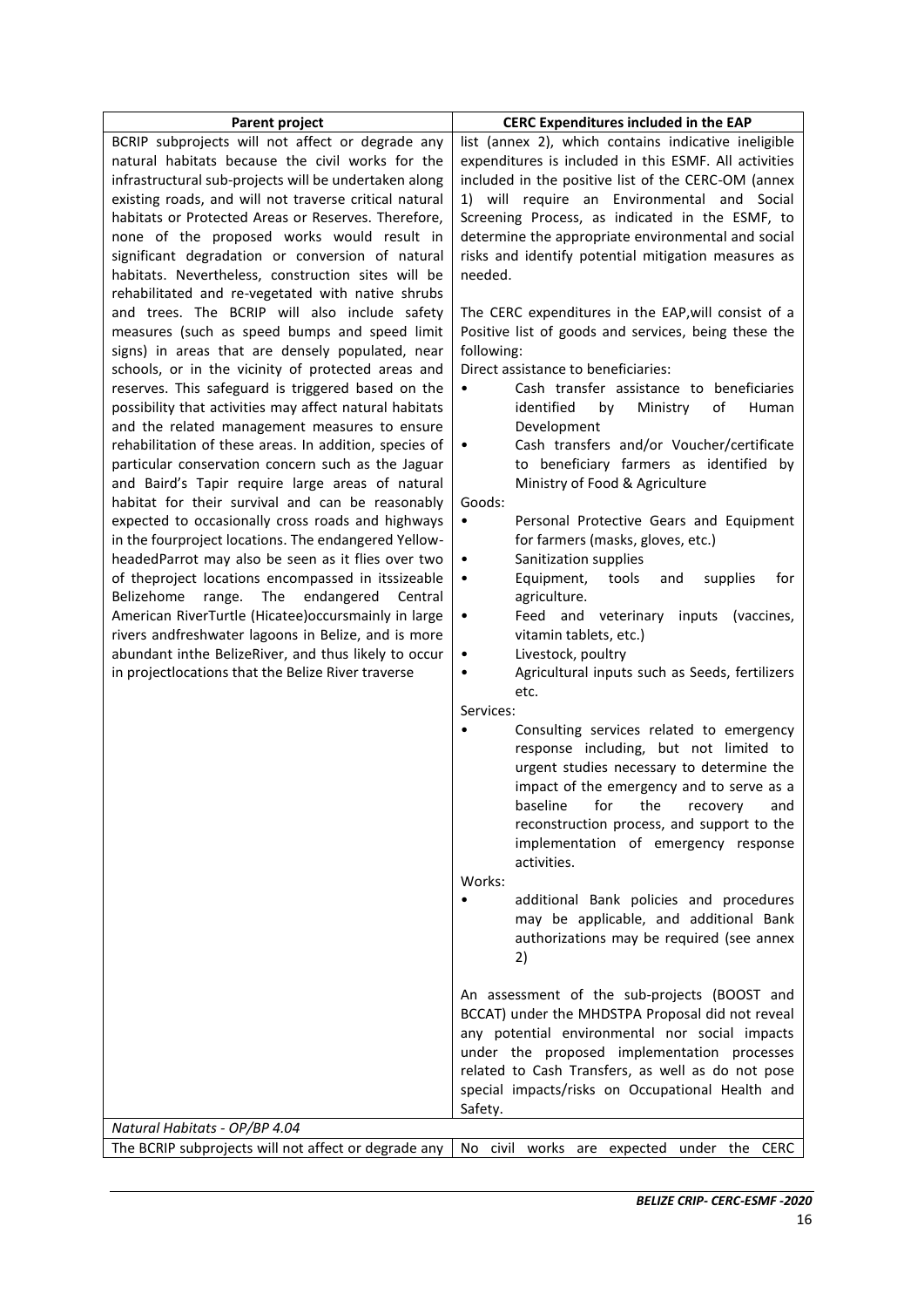| Parent project | CERC Expenditures included in the EAP |
|---|---|
| BCRIP subprojects will not affect or degrade any natural habitats because the civil works for the infrastructural sub-projects will be undertaken along existing roads, and will not traverse critical natural habitats or Protected Areas or Reserves. Therefore, none of the proposed works would result in significant degradation or conversion of natural habitats. Nevertheless, construction sites will be rehabilitated and re-vegetated with native shrubs and trees. The BCRIP will also include safety measures (such as speed bumps and speed limit signs) in areas that are densely populated, near schools, or in the vicinity of protected areas and reserves. This safeguard is triggered based on the possibility that activities may affect natural habitats and the related management measures to ensure rehabilitation of these areas. In addition, species of particular conservation concern such as the Jaguar and Baird's Tapir require large areas of natural habitat for their survival and can be reasonably expected to occasionally cross roads and highways in the fourproject locations. The endangered Yellow-headedParrot may also be seen as it flies over two of theproject locations encompassed in itssizeable Belizehome range. The endangered Central American RiverTurtle (Hicatee)occursmainly in large rivers andfreshwater lagoons in Belize, and is more abundant inthe BelizeRiver, and thus likely to occur in projectlocations that the Belize River traverse | list (annex 2), which contains indicative ineligible expenditures is included in this ESMF. All activities included in the positive list of the CERC-OM (annex 1) will require an Environmental and Social Screening Process, as indicated in the ESMF, to determine the appropriate environmental and social risks and identify potential mitigation measures as needed.<br><br>The CERC expenditures in the EAP,will consist of a Positive list of goods and services, being these the following:<br>Direct assistance to beneficiaries:<br>• Cash transfer assistance to beneficiaries identified by Ministry of Human Development<br>• Cash transfers and/or Voucher/certificate to beneficiary farmers as identified by Ministry of Food & Agriculture<br>Goods:<br>• Personal Protective Gears and Equipment for farmers (masks, gloves, etc.)<br>• Sanitization supplies<br>• Equipment, tools and supplies for agriculture.<br>• Feed and veterinary inputs (vaccines, vitamin tablets, etc.)<br>• Livestock, poultry<br>• Agricultural inputs such as Seeds, fertilizers etc.<br>Services:<br>• Consulting services related to emergency response including, but not limited to urgent studies necessary to determine the impact of the emergency and to serve as a baseline for the recovery and reconstruction process, and support to the implementation of emergency response activities.<br>Works:<br>• additional Bank policies and procedures may be applicable, and additional Bank authorizations may be required (see annex 2)<br><br>An assessment of the sub-projects (BOOST and BCCAT) under the MHDSTPA Proposal did not reveal any potential environmental nor social impacts under the proposed implementation processes related to Cash Transfers, as well as do not pose special impacts/risks on Occupational Health and Safety. |
| *Natural Habitats - OP/BP 4.04* | |
| The BCRIP subprojects will not affect or degrade any | No civil works are expected under the CERC |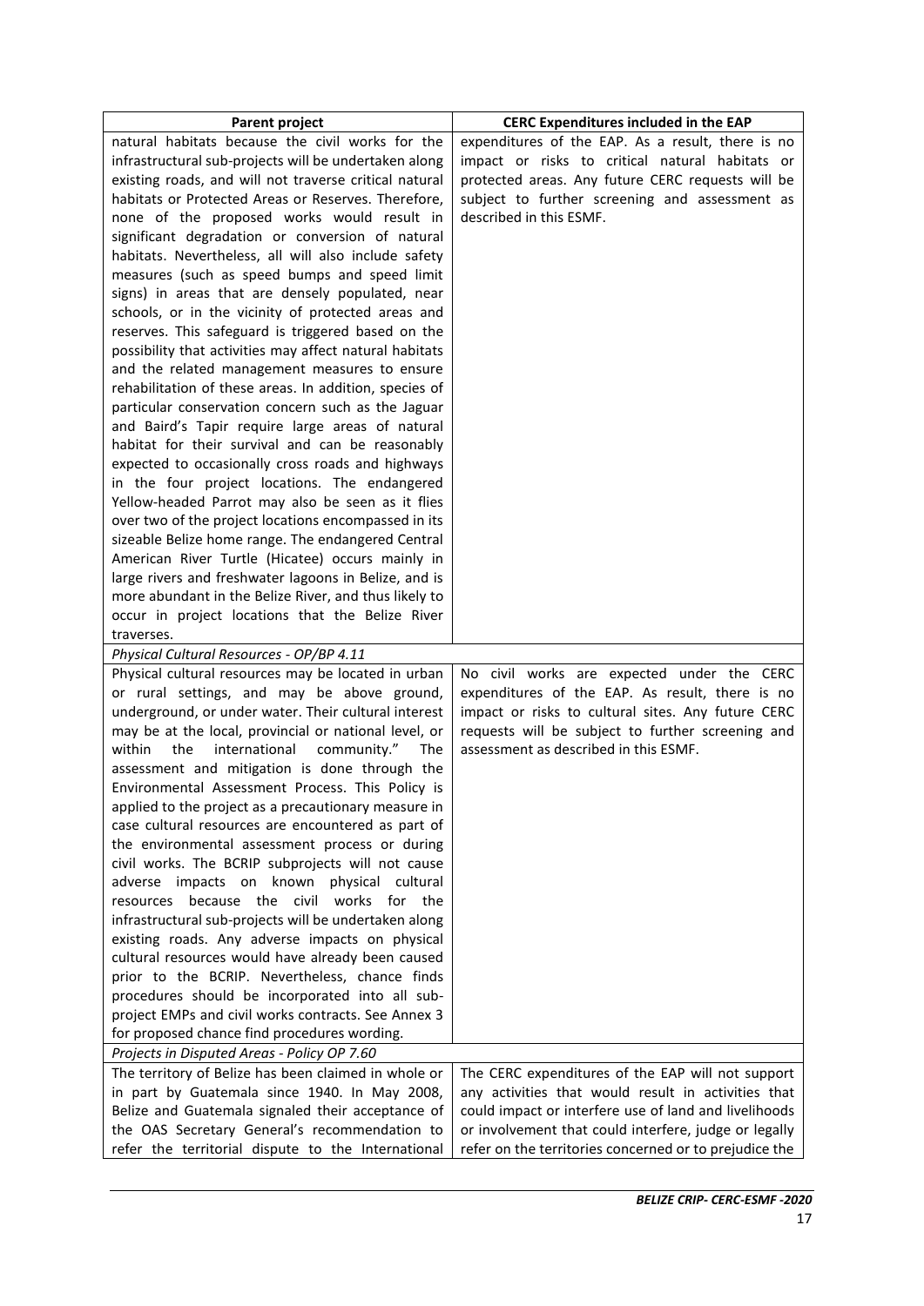| Parent project | CERC Expenditures included in the EAP |
|---|---|
| natural habitats because the civil works for the infrastructural sub-projects will be undertaken along existing roads, and will not traverse critical natural habitats or Protected Areas or Reserves. Therefore, none of the proposed works would result in significant degradation or conversion of natural habitats. Nevertheless, all will also include safety measures (such as speed bumps and speed limit signs) in areas that are densely populated, near schools, or in the vicinity of protected areas and reserves. This safeguard is triggered based on the possibility that activities may affect natural habitats and the related management measures to ensure rehabilitation of these areas. In addition, species of particular conservation concern such as the Jaguar and Baird's Tapir require large areas of natural habitat for their survival and can be reasonably expected to occasionally cross roads and highways in the four project locations. The endangered Yellow-headed Parrot may also be seen as it flies over two of the project locations encompassed in its sizeable Belize home range. The endangered Central American River Turtle (Hicatee) occurs mainly in large rivers and freshwater lagoons in Belize, and is more abundant in the Belize River, and thus likely to occur in project locations that the Belize River traverses. | expenditures of the EAP. As a result, there is no impact or risks to critical natural habitats or protected areas. Any future CERC requests will be subject to further screening and assessment as described in this ESMF. |
| *Physical Cultural Resources - OP/BP 4.11* | |
| Physical cultural resources may be located in urban or rural settings, and may be above ground, underground, or under water. Their cultural interest may be at the local, provincial or national level, or within the international community." The assessment and mitigation is done through the Environmental Assessment Process. This Policy is applied to the project as a precautionary measure in case cultural resources are encountered as part of the environmental assessment process or during civil works. The BCRIP subprojects will not cause adverse impacts on known physical cultural resources because the civil works for the infrastructural sub-projects will be undertaken along existing roads. Any adverse impacts on physical cultural resources would have already been caused prior to the BCRIP. Nevertheless, chance finds procedures should be incorporated into all sub-project EMPs and civil works contracts. See Annex 3 for proposed chance find procedures wording. | No civil works are expected under the CERC expenditures of the EAP. As result, there is no impact or risks to cultural sites. Any future CERC requests will be subject to further screening and assessment as described in this ESMF. |
| *Projects in Disputed Areas - Policy OP 7.60* | |
| The territory of Belize has been claimed in whole or in part by Guatemala since 1940. In May 2008, Belize and Guatemala signaled their acceptance of the OAS Secretary General's recommendation to refer the territorial dispute to the International | The CERC expenditures of the EAP will not support any activities that would result in activities that could impact or interfere use of land and livelihoods or involvement that could interfere, judge or legally refer on the territories concerned or to prejudice the |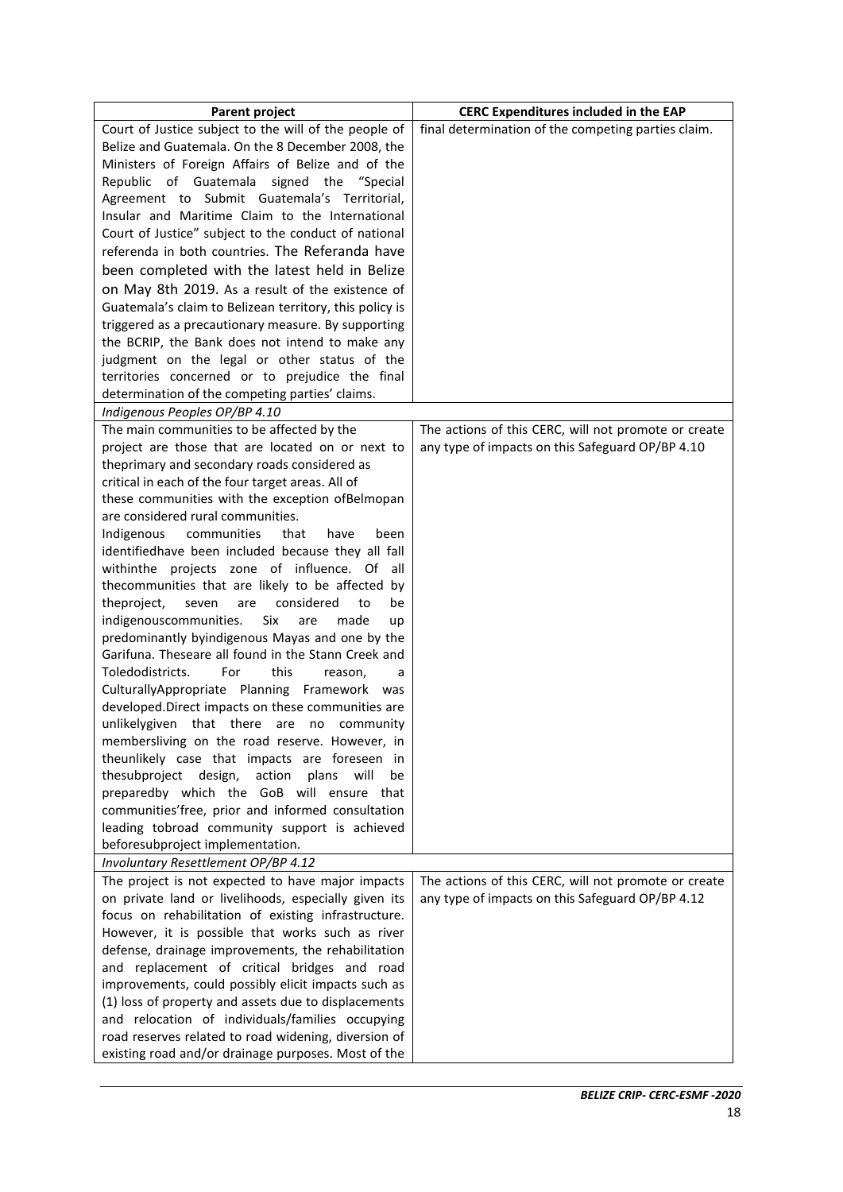| Parent project | CERC Expenditures included in the EAP |
|---|---|
| Court of Justice subject to the will of the people of Belize and Guatemala. On the 8 December 2008, the Ministers of Foreign Affairs of Belize and of the Republic of Guatemala signed the "Special Agreement to Submit Guatemala's Territorial, Insular and Maritime Claim to the International Court of Justice" subject to the conduct of national referenda in both countries. The Referanda have been completed with the latest held in Belize on May 8th 2019. As a result of the existence of Guatemala's claim to Belizean territory, this policy is triggered as a precautionary measure. By supporting the BCRIP, the Bank does not intend to make any judgment on the legal or other status of the territories concerned or to prejudice the final determination of the competing parties' claims. | final determination of the competing parties claim. |
| *Indigenous Peoples OP/BP 4.10* | |
| The main communities to be affected by the project are those that are located on or next to theprimary and secondary roads considered as critical in each of the four target areas. All of these communities with the exception ofBelmopan are considered rural communities. Indigenous communities that have been identifiedhave been included because they all fall withinthe projects zone of influence. Of all thecommunities that are likely to be affected by theproject, seven are considered to be indigenouscommunities. Six are made up predominantly byindigenous Mayas and one by the Garifuna. Theseare all found in the Stann Creek and Toledodistricts. For this reason, a CulturallyAppropriate Planning Framework was developed.Direct impacts on these communities are unlikelygiven that there are no community memberslliving on the road reserve. However, in theunlikely case that impacts are foreseen in thesubproject design, action plans will be preparedby which the GoB will ensure that communities'free, prior and informed consultation leading tobroad community support is achieved beforesubproject implementation. | The actions of this CERC, will not promote or create any type of impacts on this Safeguard OP/BP 4.10 |
| *Involuntary Resettlement OP/BP 4.12* | |
| The project is not expected to have major impacts on private land or livelihoods, especially given its focus on rehabilitation of existing infrastructure. However, it is possible that works such as river defense, drainage improvements, the rehabilitation and replacement of critical bridges and road improvements, could possibly elicit impacts such as (1) loss of property and assets due to displacements and relocation of individuals/families occupying road reserves related to road widening, diversion of existing road and/or drainage purposes. Most of the | The actions of this CERC, will not promote or create any type of impacts on this Safeguard OP/BP 4.12 |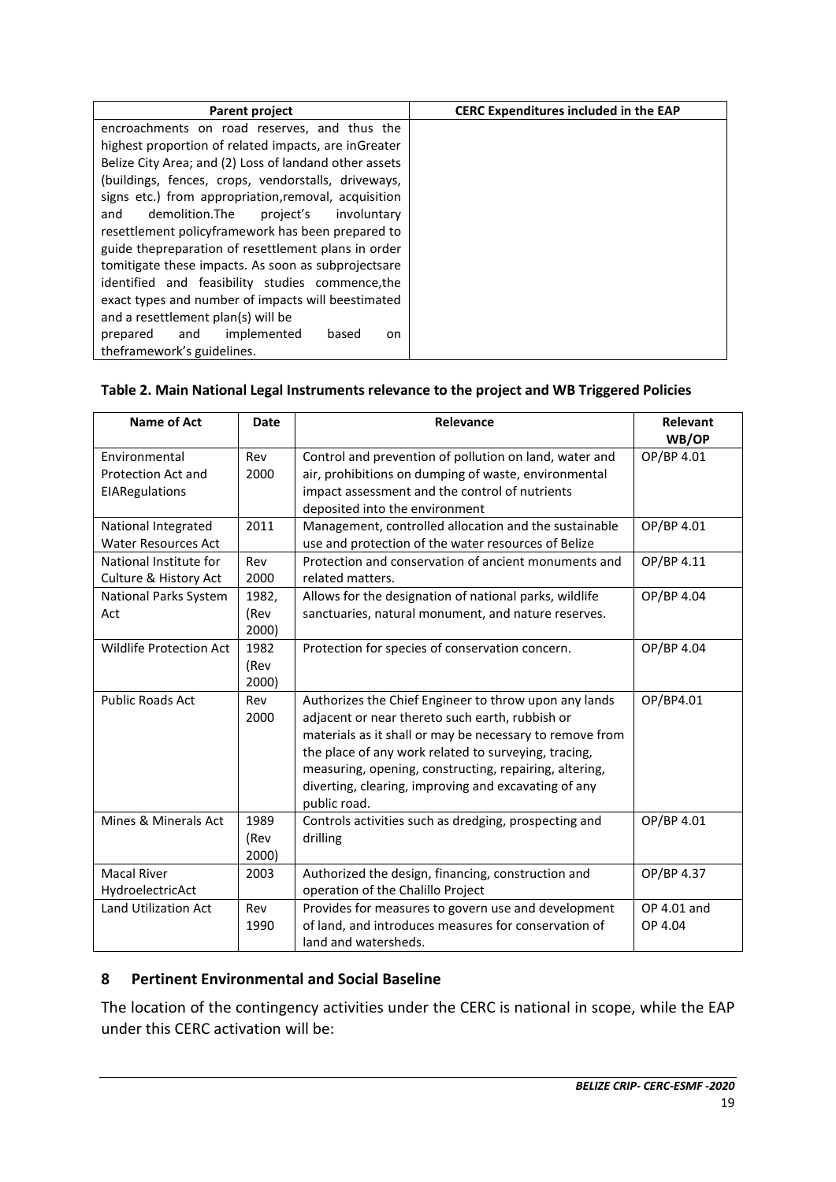| Parent project | CERC Expenditures included in the EAP |
|---|---|
| encroachments on road reserves, and thus the highest proportion of related impacts, are inGreater Belize City Area; and (2) Loss of landand other assets (buildings, fences, crops, vendorstalls, driveways, signs etc.) from appropriation,removal, acquisition and demolition.The project's involuntary resettlement policyframework has been prepared to guide thepreparation of resettlement plans in order tomitigate these impacts. As soon as subprojectsare identified and feasibility studies commence,the exact types and number of impacts will beestimated and a resettlement plan(s) will be prepared and implemented based on theframework's guidelines. | |

**Table 2. Main National Legal Instruments relevance to the project and WB Triggered Policies**

| Name of Act | Date | Relevance | Relevant WB/OP |
|---|---|---|---|
| Environmental Protection Act and EIARegulations | Rev 2000 | Control and prevention of pollution on land, water and air, prohibitions on dumping of waste, environmental impact assessment and the control of nutrients deposited into the environment | OP/BP 4.01 |
| National Integrated Water Resources Act | 2011 | Management, controlled allocation and the sustainable use and protection of the water resources of Belize | OP/BP 4.01 |
| National Institute for Culture & History Act | Rev 2000 | Protection and conservation of ancient monuments and related matters. | OP/BP 4.11 |
| National Parks System Act | 1982, (Rev 2000) | Allows for the designation of national parks, wildlife sanctuaries, natural monument, and nature reserves. | OP/BP 4.04 |
| Wildlife Protection Act | 1982 (Rev 2000) | Protection for species of conservation concern. | OP/BP 4.04 |
| Public Roads Act | Rev 2000 | Authorizes the Chief Engineer to throw upon any lands adjacent or near thereto such earth, rubbish or materials as it shall or may be necessary to remove from the place of any work related to surveying, tracing, measuring, opening, constructing, repairing, altering, diverting, clearing, improving and excavating of any public road. | OP/BP4.01 |
| Mines & Minerals Act | 1989 (Rev 2000) | Controls activities such as dredging, prospecting and drilling | OP/BP 4.01 |
| Macal River HydroelectricAct | 2003 | Authorized the design, financing, construction and operation of the Chalillo Project | OP/BP 4.37 |
| Land Utilization Act | Rev 1990 | Provides for measures to govern use and development of land, and introduces measures for conservation of land and watersheds. | OP 4.01 and OP 4.04 |

## 8 Pertinent Environmental and Social Baseline

The location of the contingency activities under the CERC is national in scope, while the EAP under this CERC activation will be: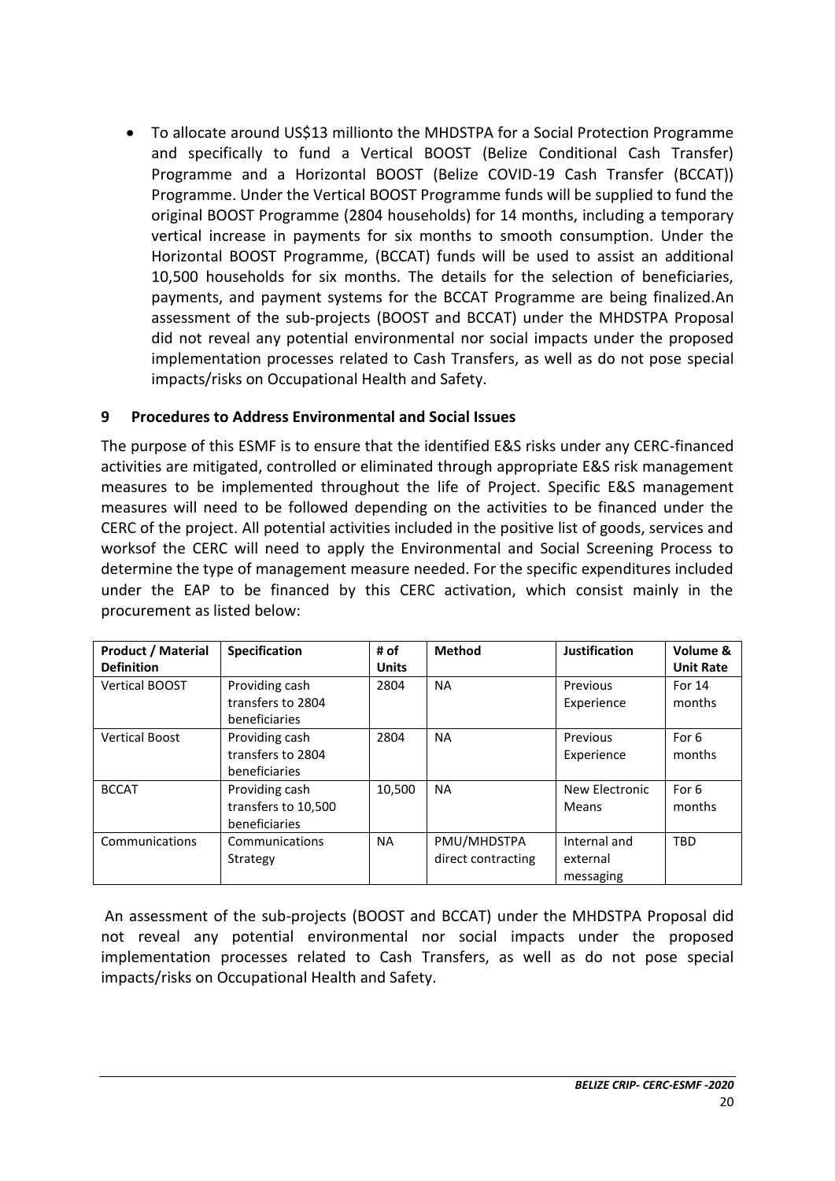- To allocate around US$13 millionto the MHDSTPA for a Social Protection Programme and specifically to fund a Vertical BOOST (Belize Conditional Cash Transfer) Programme and a Horizontal BOOST (Belize COVID-19 Cash Transfer (BCCAT)) Programme. Under the Vertical BOOST Programme funds will be supplied to fund the original BOOST Programme (2804 households) for 14 months, including a temporary vertical increase in payments for six months to smooth consumption. Under the Horizontal BOOST Programme, (BCCAT) funds will be used to assist an additional 10,500 households for six months. The details for the selection of beneficiaries, payments, and payment systems for the BCCAT Programme are being finalized.An assessment of the sub-projects (BOOST and BCCAT) under the MHDSTPA Proposal did not reveal any potential environmental nor social impacts under the proposed implementation processes related to Cash Transfers, as well as do not pose special impacts/risks on Occupational Health and Safety.

## 9 Procedures to Address Environmental and Social Issues

The purpose of this ESMF is to ensure that the identified E&S risks under any CERC-financed activities are mitigated, controlled or eliminated through appropriate E&S risk management measures to be implemented throughout the life of Project. Specific E&S management measures will need to be followed depending on the activities to be financed under the CERC of the project. All potential activities included in the positive list of goods, services and worksof the CERC will need to apply the Environmental and Social Screening Process to determine the type of management measure needed. For the specific expenditures included under the EAP to be financed by this CERC activation, which consist mainly in the procurement as listed below:

| Product / Material Definition | Specification | # of Units | Method | Justification | Volume & Unit Rate |
|---|---|---|---|---|---|
| Vertical BOOST | Providing cash transfers to 2804 beneficiaries | 2804 | NA | Previous Experience | For 14 months |
| Vertical Boost | Providing cash transfers to 2804 beneficiaries | 2804 | NA | Previous Experience | For 6 months |
| BCCAT | Providing cash transfers to 10,500 beneficiaries | 10,500 | NA | New Electronic Means | For 6 months |
| Communications | Communications Strategy | NA | PMU/MHDSTPA direct contracting | Internal and external messaging | TBD |

An assessment of the sub-projects (BOOST and BCCAT) under the MHDSTPA Proposal did not reveal any potential environmental nor social impacts under the proposed implementation processes related to Cash Transfers, as well as do not pose special impacts/risks on Occupational Health and Safety.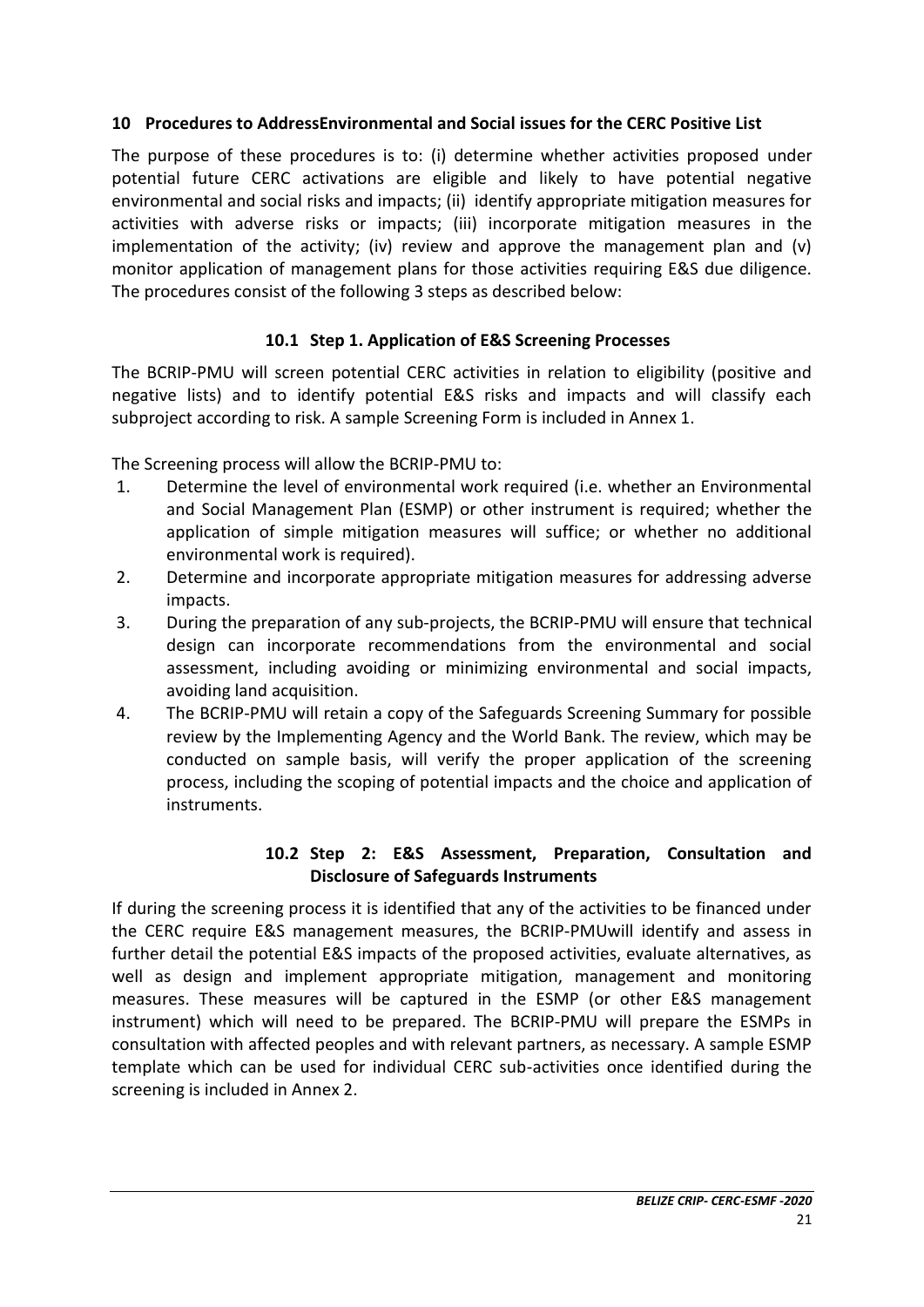## 10 Procedures to AddressEnvironmental and Social issues for the CERC Positive List

The purpose of these procedures is to: (i) determine whether activities proposed under potential future CERC activations are eligible and likely to have potential negative environmental and social risks and impacts; (ii) identify appropriate mitigation measures for activities with adverse risks or impacts; (iii) incorporate mitigation measures in the implementation of the activity; (iv) review and approve the management plan and (v) monitor application of management plans for those activities requiring E&S due diligence. The procedures consist of the following 3 steps as described below:

### 10.1 Step 1. Application of E&S Screening Processes

The BCRIP-PMU will screen potential CERC activities in relation to eligibility (positive and negative lists) and to identify potential E&S risks and impacts and will classify each subproject according to risk. A sample Screening Form is included in Annex 1.

The Screening process will allow the BCRIP-PMU to:

1. Determine the level of environmental work required (i.e. whether an Environmental and Social Management Plan (ESMP) or other instrument is required; whether the application of simple mitigation measures will suffice; or whether no additional environmental work is required).
2. Determine and incorporate appropriate mitigation measures for addressing adverse impacts.
3. During the preparation of any sub-projects, the BCRIP-PMU will ensure that technical design can incorporate recommendations from the environmental and social assessment, including avoiding or minimizing environmental and social impacts, avoiding land acquisition.
4. The BCRIP-PMU will retain a copy of the Safeguards Screening Summary for possible review by the Implementing Agency and the World Bank. The review, which may be conducted on sample basis, will verify the proper application of the screening process, including the scoping of potential impacts and the choice and application of instruments.

### 10.2 Step 2: E&S Assessment, Preparation, Consultation and Disclosure of Safeguards Instruments

If during the screening process it is identified that any of the activities to be financed under the CERC require E&S management measures, the BCRIP-PMUwill identify and assess in further detail the potential E&S impacts of the proposed activities, evaluate alternatives, as well as design and implement appropriate mitigation, management and monitoring measures. These measures will be captured in the ESMP (or other E&S management instrument) which will need to be prepared. The BCRIP-PMU will prepare the ESMPs in consultation with affected peoples and with relevant partners, as necessary. A sample ESMP template which can be used for individual CERC sub-activities once identified during the screening is included in Annex 2.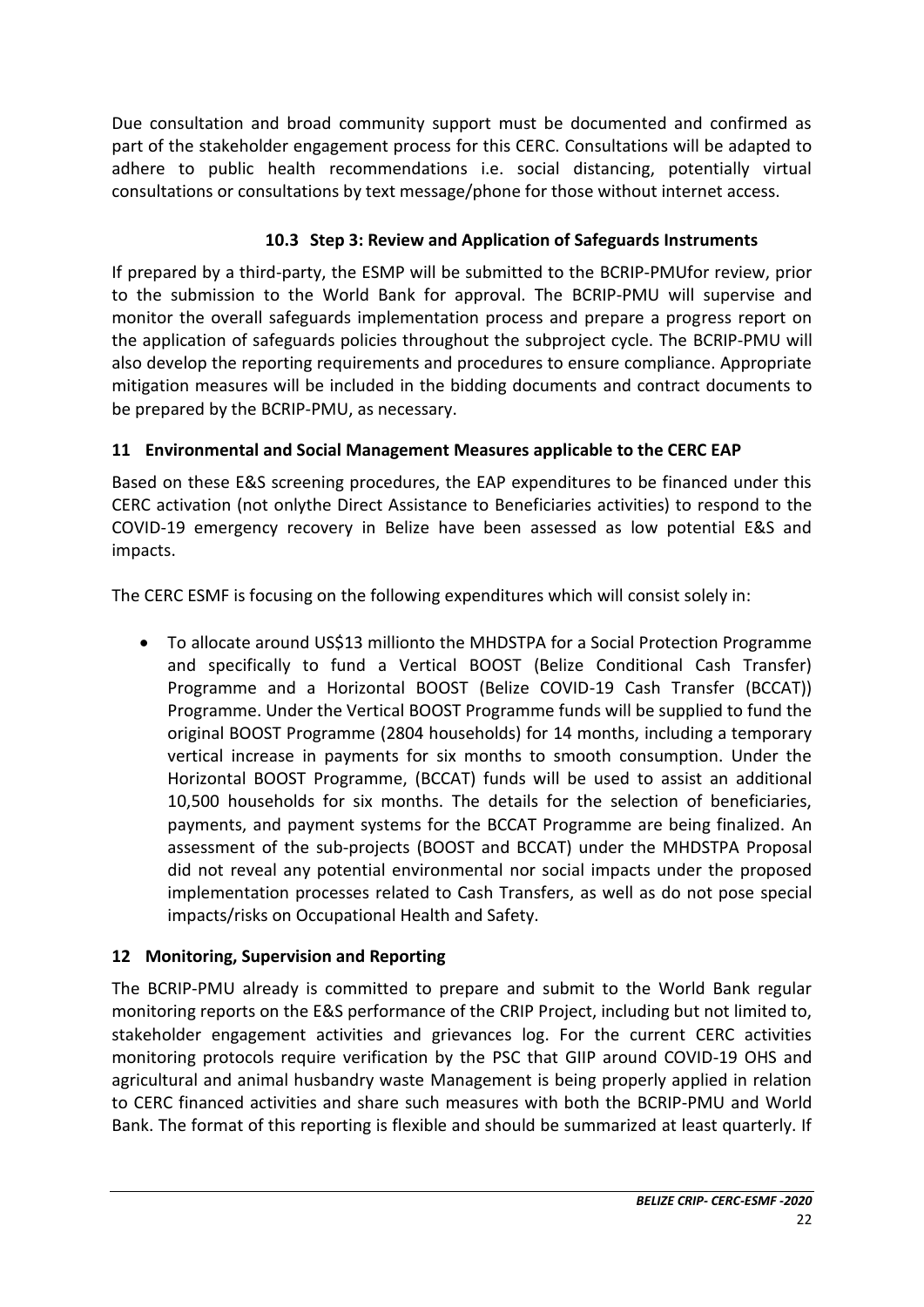Due consultation and broad community support must be documented and confirmed as part of the stakeholder engagement process for this CERC. Consultations will be adapted to adhere to public health recommendations i.e. social distancing, potentially virtual consultations or consultations by text message/phone for those without internet access.

### 10.3 Step 3: Review and Application of Safeguards Instruments

If prepared by a third-party, the ESMP will be submitted to the BCRIP-PMUfor review, prior to the submission to the World Bank for approval. The BCRIP-PMU will supervise and monitor the overall safeguards implementation process and prepare a progress report on the application of safeguards policies throughout the subproject cycle. The BCRIP-PMU will also develop the reporting requirements and procedures to ensure compliance. Appropriate mitigation measures will be included in the bidding documents and contract documents to be prepared by the BCRIP-PMU, as necessary.

## 11 Environmental and Social Management Measures applicable to the CERC EAP

Based on these E&S screening procedures, the EAP expenditures to be financed under this CERC activation (not onlythe Direct Assistance to Beneficiaries activities) to respond to the COVID-19 emergency recovery in Belize have been assessed as low potential E&S and impacts.

The CERC ESMF is focusing on the following expenditures which will consist solely in:

- To allocate around US$13 millionto the MHDSTPA for a Social Protection Programme and specifically to fund a Vertical BOOST (Belize Conditional Cash Transfer) Programme and a Horizontal BOOST (Belize COVID-19 Cash Transfer (BCCAT)) Programme. Under the Vertical BOOST Programme funds will be supplied to fund the original BOOST Programme (2804 households) for 14 months, including a temporary vertical increase in payments for six months to smooth consumption. Under the Horizontal BOOST Programme, (BCCAT) funds will be used to assist an additional 10,500 households for six months. The details for the selection of beneficiaries, payments, and payment systems for the BCCAT Programme are being finalized. An assessment of the sub-projects (BOOST and BCCAT) under the MHDSTPA Proposal did not reveal any potential environmental nor social impacts under the proposed implementation processes related to Cash Transfers, as well as do not pose special impacts/risks on Occupational Health and Safety.

## 12 Monitoring, Supervision and Reporting

The BCRIP-PMU already is committed to prepare and submit to the World Bank regular monitoring reports on the E&S performance of the CRIP Project, including but not limited to, stakeholder engagement activities and grievances log. For the current CERC activities monitoring protocols require verification by the PSC that GIIP around COVID-19 OHS and agricultural and animal husbandry waste Management is being properly applied in relation to CERC financed activities and share such measures with both the BCRIP-PMU and World Bank. The format of this reporting is flexible and should be summarized at least quarterly. If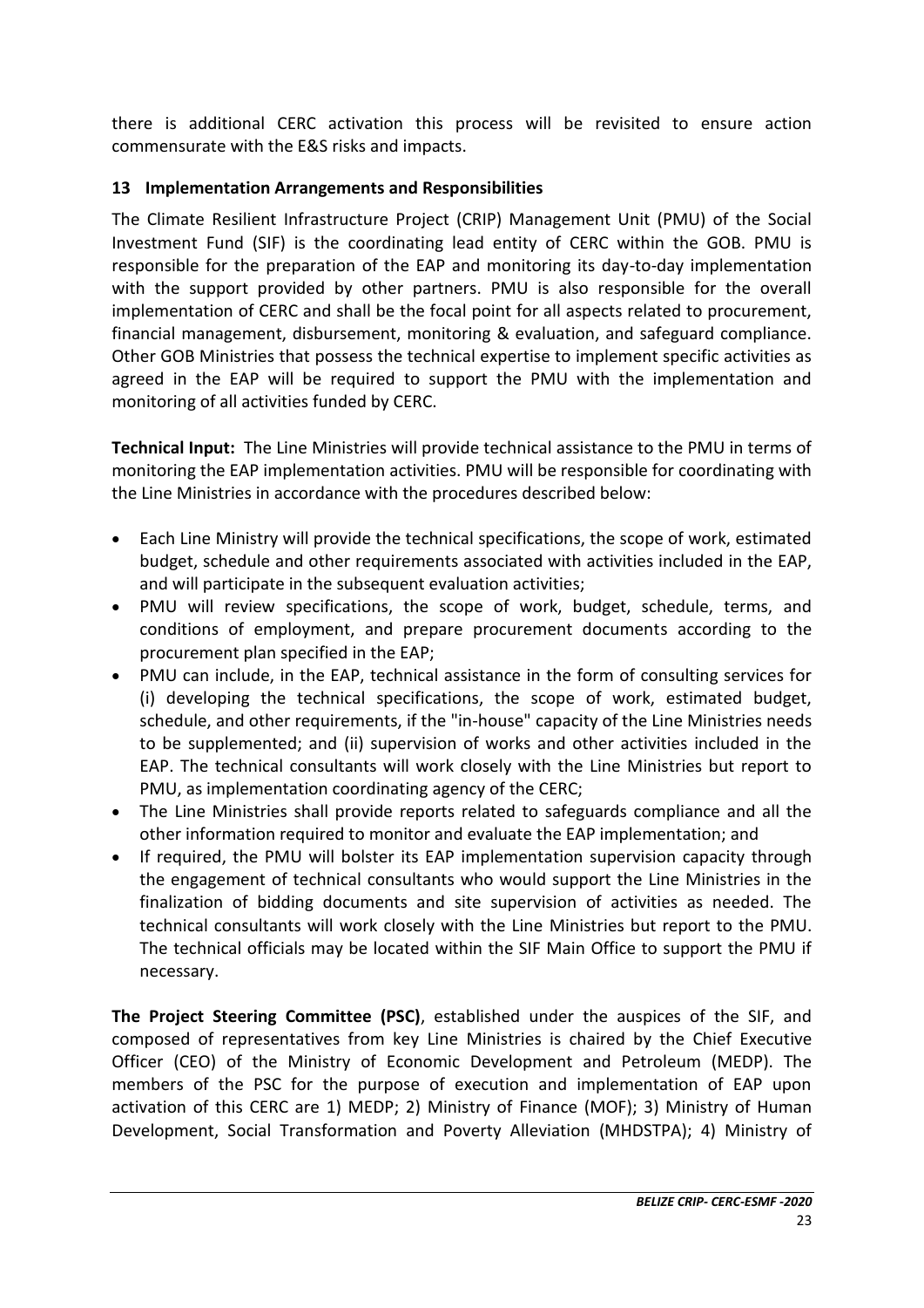there is additional CERC activation this process will be revisited to ensure action commensurate with the E&S risks and impacts.

## 13 Implementation Arrangements and Responsibilities

The Climate Resilient Infrastructure Project (CRIP) Management Unit (PMU) of the Social Investment Fund (SIF) is the coordinating lead entity of CERC within the GOB. PMU is responsible for the preparation of the EAP and monitoring its day-to-day implementation with the support provided by other partners. PMU is also responsible for the overall implementation of CERC and shall be the focal point for all aspects related to procurement, financial management, disbursement, monitoring & evaluation, and safeguard compliance. Other GOB Ministries that possess the technical expertise to implement specific activities as agreed in the EAP will be required to support the PMU with the implementation and monitoring of all activities funded by CERC.

**Technical Input:** The Line Ministries will provide technical assistance to the PMU in terms of monitoring the EAP implementation activities. PMU will be responsible for coordinating with the Line Ministries in accordance with the procedures described below:

- Each Line Ministry will provide the technical specifications, the scope of work, estimated budget, schedule and other requirements associated with activities included in the EAP, and will participate in the subsequent evaluation activities;
- PMU will review specifications, the scope of work, budget, schedule, terms, and conditions of employment, and prepare procurement documents according to the procurement plan specified in the EAP;
- PMU can include, in the EAP, technical assistance in the form of consulting services for (i) developing the technical specifications, the scope of work, estimated budget, schedule, and other requirements, if the "in-house" capacity of the Line Ministries needs to be supplemented; and (ii) supervision of works and other activities included in the EAP. The technical consultants will work closely with the Line Ministries but report to PMU, as implementation coordinating agency of the CERC;
- The Line Ministries shall provide reports related to safeguards compliance and all the other information required to monitor and evaluate the EAP implementation; and
- If required, the PMU will bolster its EAP implementation supervision capacity through the engagement of technical consultants who would support the Line Ministries in the finalization of bidding documents and site supervision of activities as needed. The technical consultants will work closely with the Line Ministries but report to the PMU. The technical officials may be located within the SIF Main Office to support the PMU if necessary.

**The Project Steering Committee (PSC)**, established under the auspices of the SIF, and composed of representatives from key Line Ministries is chaired by the Chief Executive Officer (CEO) of the Ministry of Economic Development and Petroleum (MEDP). The members of the PSC for the purpose of execution and implementation of EAP upon activation of this CERC are 1) MEDP; 2) Ministry of Finance (MOF); 3) Ministry of Human Development, Social Transformation and Poverty Alleviation (MHDSTPA); 4) Ministry of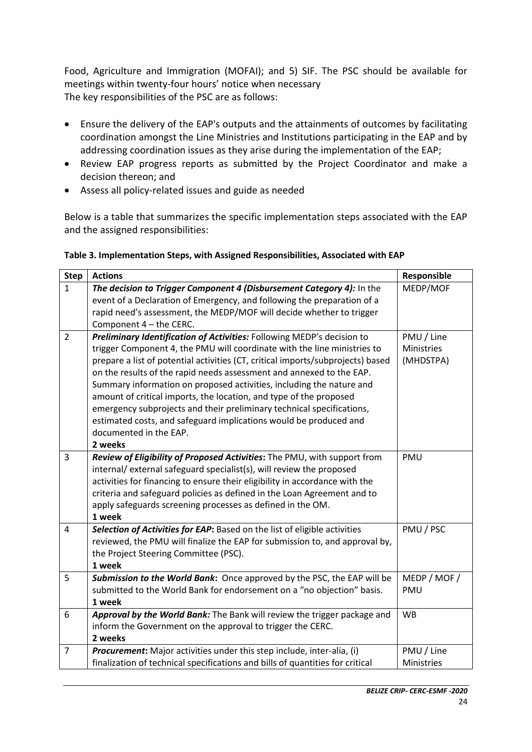Food, Agriculture and Immigration (MOFAI); and 5) SIF. The PSC should be available for meetings within twenty-four hours' notice when necessary

The key responsibilities of the PSC are as follows:

- Ensure the delivery of the EAP's outputs and the attainments of outcomes by facilitating coordination amongst the Line Ministries and Institutions participating in the EAP and by addressing coordination issues as they arise during the implementation of the EAP;
- Review EAP progress reports as submitted by the Project Coordinator and make a decision thereon; and
- Assess all policy-related issues and guide as needed

Below is a table that summarizes the specific implementation steps associated with the EAP and the assigned responsibilities:

**Table 3. Implementation Steps, with Assigned Responsibilities, Associated with EAP**

| Step | Actions | Responsible |
|---|---|---|
| 1 | ***The decision to Trigger Component 4 (Disbursement Category 4):*** In the event of a Declaration of Emergency, and following the preparation of a rapid need's assessment, the MEDP/MOF will decide whether to trigger Component 4 – the CERC. | MEDP/MOF |
| 2 | ***Preliminary Identification of Activities:*** Following MEDP's decision to trigger Component 4, the PMU will coordinate with the line ministries to prepare a list of potential activities (CT, critical imports/subprojects) based on the results of the rapid needs assessment and annexed to the EAP. Summary information on proposed activities, including the nature and amount of critical imports, the location, and type of the proposed emergency subprojects and their preliminary technical specifications, estimated costs, and safeguard implications would be produced and documented in the EAP. **2 weeks** | PMU / Line Ministries (MHDSTPA) |
| 3 | ***Review of Eligibility of Proposed Activities*****:** The PMU, with support from internal/ external safeguard specialist(s), will review the proposed activities for financing to ensure their eligibility in accordance with the criteria and safeguard policies as defined in the Loan Agreement and to apply safeguards screening processes as defined in the OM. **1 week** | PMU |
| 4 | ***Selection of Activities for EAP*****:** Based on the list of eligible activities reviewed, the PMU will finalize the EAP for submission to, and approval by, the Project Steering Committee (PSC). **1 week** | PMU / PSC |
| 5 | ***Submission to the World Bank*****:** Once approved by the PSC, the EAP will be submitted to the World Bank for endorsement on a "no objection" basis. **1 week** | MEDP / MOF / PMU |
| 6 | ***Approval by the World Bank:*** The Bank will review the trigger package and inform the Government on the approval to trigger the CERC. **2 weeks** | WB |
| 7 | ***Procurement*****:** Major activities under this step include, inter-alia, (i) finalization of technical specifications and bills of quantities for critical | PMU / Line Ministries |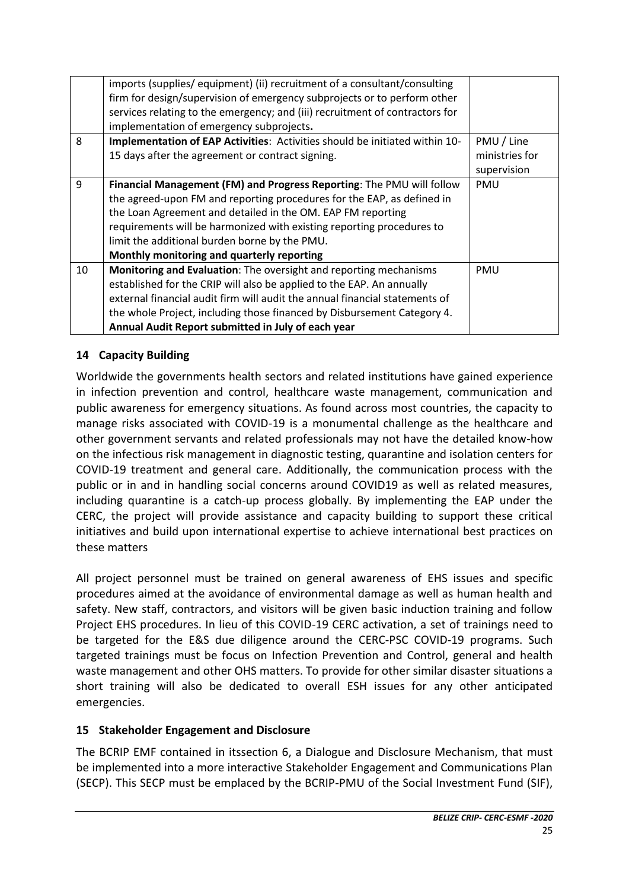| | | |
|---|---|---|
| | imports (supplies/ equipment) (ii) recruitment of a consultant/consulting firm for design/supervision of emergency subprojects or to perform other services relating to the emergency; and (iii) recruitment of contractors for implementation of emergency subprojects**.** | |
| 8 | **Implementation of EAP Activities**: Activities should be initiated within 10-15 days after the agreement or contract signing. | PMU / Line ministries for supervision |
| 9 | **Financial Management (FM) and Progress Reporting**: The PMU will follow the agreed-upon FM and reporting procedures for the EAP, as defined in the Loan Agreement and detailed in the OM. EAP FM reporting requirements will be harmonized with existing reporting procedures to limit the additional burden borne by the PMU. **Monthly monitoring and quarterly reporting** | PMU |
| 10 | **Monitoring and Evaluation**: The oversight and reporting mechanisms established for the CRIP will also be applied to the EAP. An annually external financial audit firm will audit the annual financial statements of the whole Project, including those financed by Disbursement Category 4. **Annual Audit Report submitted in July of each year** | PMU |

## 14 Capacity Building

Worldwide the governments health sectors and related institutions have gained experience in infection prevention and control, healthcare waste management, communication and public awareness for emergency situations. As found across most countries, the capacity to manage risks associated with COVID-19 is a monumental challenge as the healthcare and other government servants and related professionals may not have the detailed know-how on the infectious risk management in diagnostic testing, quarantine and isolation centers for COVID-19 treatment and general care. Additionally, the communication process with the public or in and in handling social concerns around COVID19 as well as related measures, including quarantine is a catch-up process globally. By implementing the EAP under the CERC, the project will provide assistance and capacity building to support these critical initiatives and build upon international expertise to achieve international best practices on these matters

All project personnel must be trained on general awareness of EHS issues and specific procedures aimed at the avoidance of environmental damage as well as human health and safety. New staff, contractors, and visitors will be given basic induction training and follow Project EHS procedures. In lieu of this COVID-19 CERC activation, a set of trainings need to be targeted for the E&S due diligence around the CERC-PSC COVID-19 programs. Such targeted trainings must be focus on Infection Prevention and Control, general and health waste management and other OHS matters. To provide for other similar disaster situations a short training will also be dedicated to overall ESH issues for any other anticipated emergencies.

## 15 Stakeholder Engagement and Disclosure

The BCRIP EMF contained in itssection 6, a Dialogue and Disclosure Mechanism, that must be implemented into a more interactive Stakeholder Engagement and Communications Plan (SECP). This SECP must be emplaced by the BCRIP-PMU of the Social Investment Fund (SIF),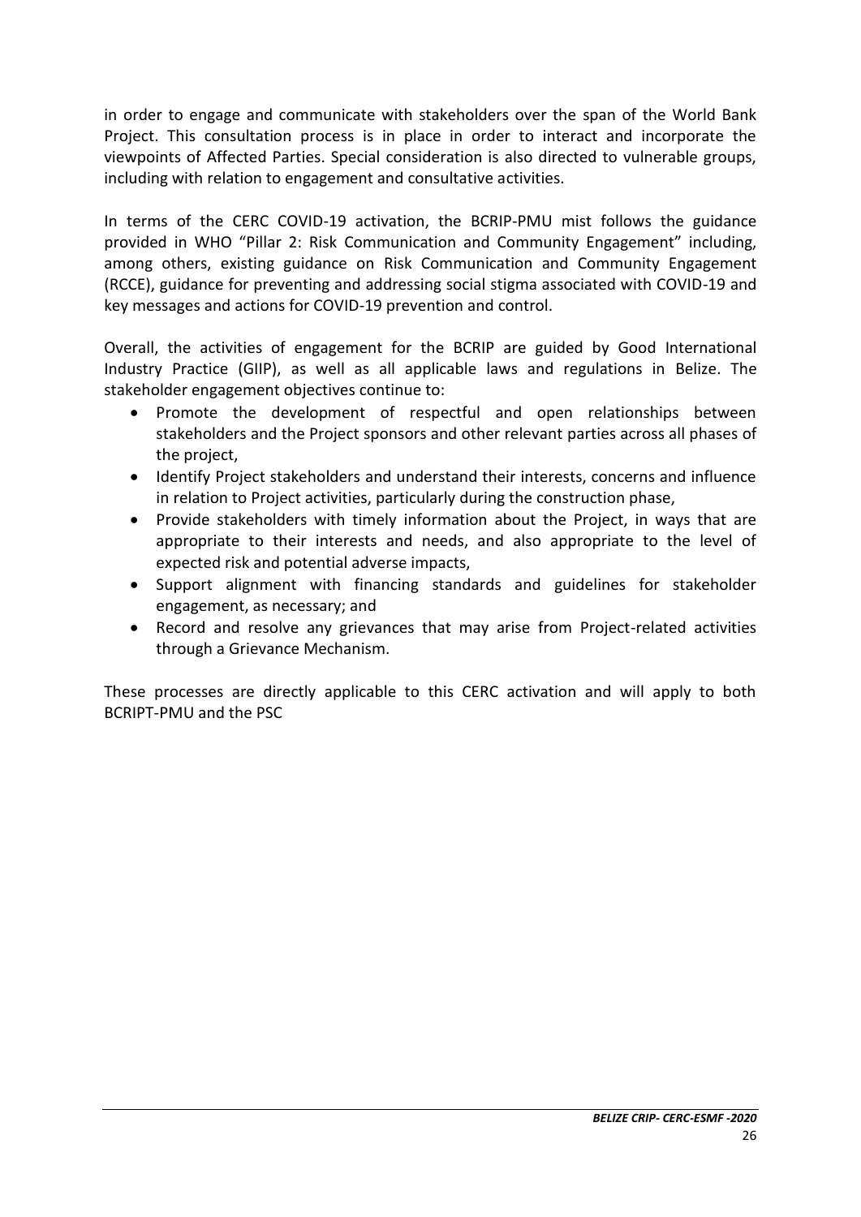in order to engage and communicate with stakeholders over the span of the World Bank Project. This consultation process is in place in order to interact and incorporate the viewpoints of Affected Parties. Special consideration is also directed to vulnerable groups, including with relation to engagement and consultative activities.

In terms of the CERC COVID-19 activation, the BCRIP-PMU mist follows the guidance provided in WHO "Pillar 2: Risk Communication and Community Engagement" including, among others, existing guidance on Risk Communication and Community Engagement (RCCE), guidance for preventing and addressing social stigma associated with COVID-19 and key messages and actions for COVID-19 prevention and control.

Overall, the activities of engagement for the BCRIP are guided by Good International Industry Practice (GIIP), as well as all applicable laws and regulations in Belize. The stakeholder engagement objectives continue to:

- Promote the development of respectful and open relationships between stakeholders and the Project sponsors and other relevant parties across all phases of the project,
- Identify Project stakeholders and understand their interests, concerns and influence in relation to Project activities, particularly during the construction phase,
- Provide stakeholders with timely information about the Project, in ways that are appropriate to their interests and needs, and also appropriate to the level of expected risk and potential adverse impacts,
- Support alignment with financing standards and guidelines for stakeholder engagement, as necessary; and
- Record and resolve any grievances that may arise from Project-related activities through a Grievance Mechanism.

These processes are directly applicable to this CERC activation and will apply to both BCRIPT-PMU and the PSC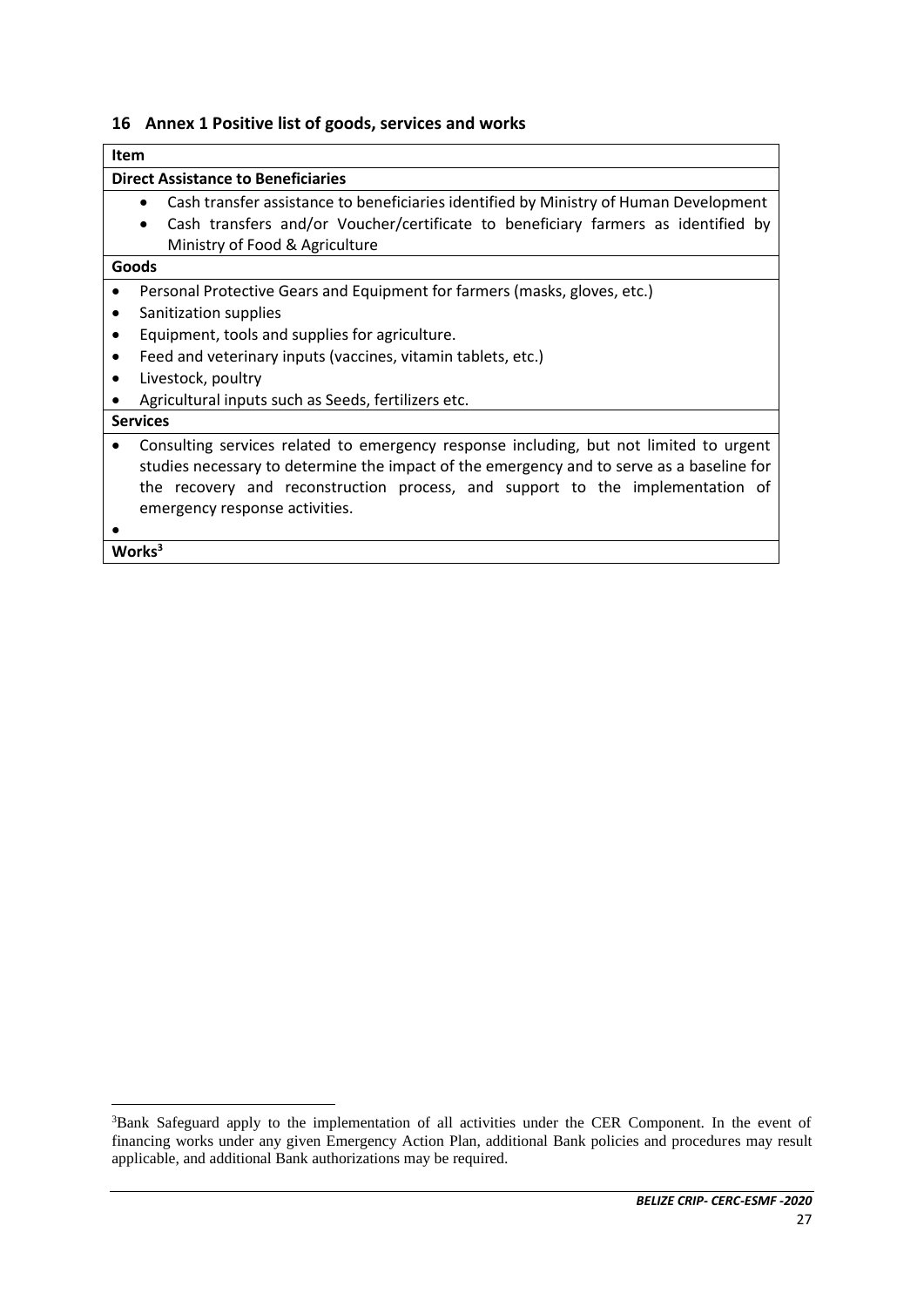## 16 Annex 1 Positive list of goods, services and works

| Item |
| --- |
| **Direct Assistance to Beneficiaries** |
| • Cash transfer assistance to beneficiaries identified by Ministry of Human Development<br>• Cash transfers and/or Voucher/certificate to beneficiary farmers as identified by Ministry of Food & Agriculture |
| **Goods** |
| • Personal Protective Gears and Equipment for farmers (masks, gloves, etc.)<br>• Sanitization supplies<br>• Equipment, tools and supplies for agriculture.<br>• Feed and veterinary inputs (vaccines, vitamin tablets, etc.)<br>• Livestock, poultry<br>• Agricultural inputs such as Seeds, fertilizers etc. |
| **Services** |
| • Consulting services related to emergency response including, but not limited to urgent studies necessary to determine the impact of the emergency and to serve as a baseline for the recovery and reconstruction process, and support to the implementation of emergency response activities.<br>• |
| **Works**[3] |

[3]Bank Safeguard apply to the implementation of all activities under the CER Component. In the event of financing works under any given Emergency Action Plan, additional Bank policies and procedures may result applicable, and additional Bank authorizations may be required.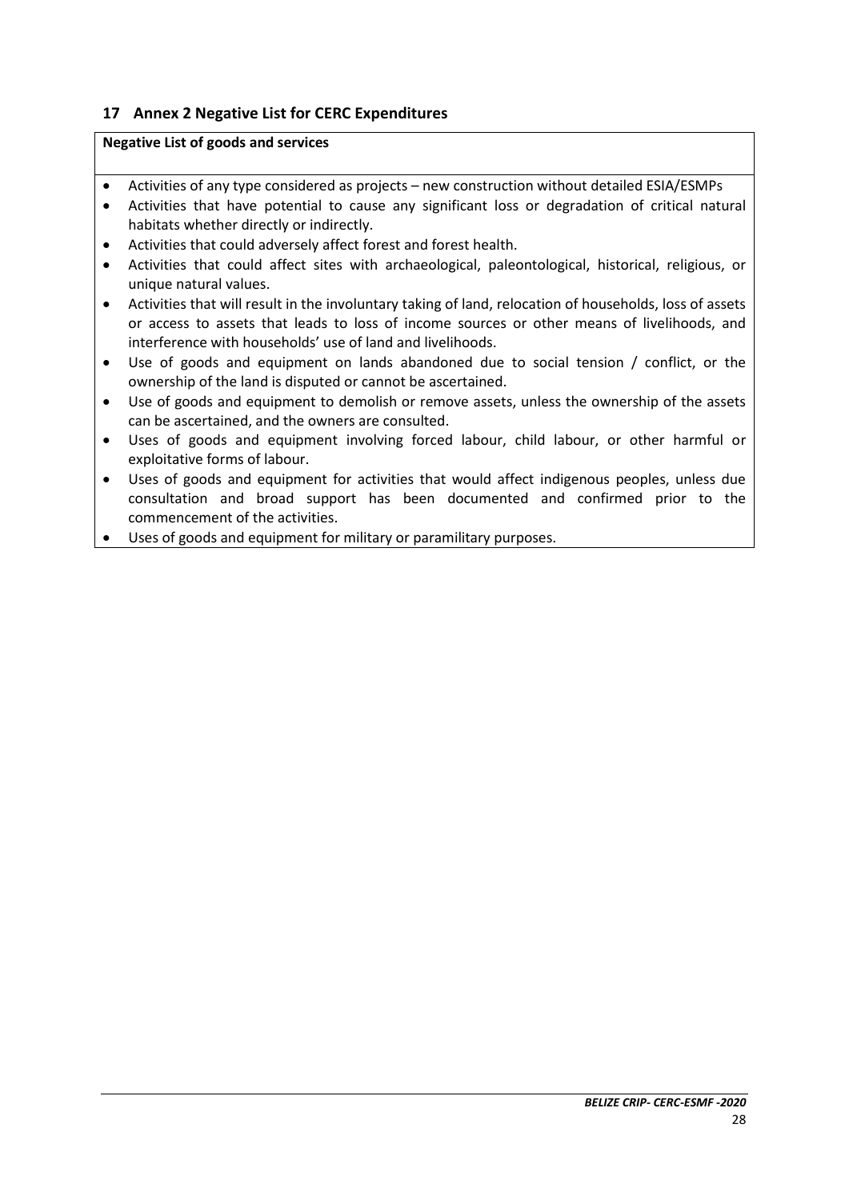## 17 Annex 2 Negative List for CERC Expenditures

| **Negative List of goods and services** |
| --- |
| • Activities of any type considered as projects – new construction without detailed ESIA/ESMPs<br>• Activities that have potential to cause any significant loss or degradation of critical natural habitats whether directly or indirectly.<br>• Activities that could adversely affect forest and forest health.<br>• Activities that could affect sites with archaeological, paleontological, historical, religious, or unique natural values.<br>• Activities that will result in the involuntary taking of land, relocation of households, loss of assets or access to assets that leads to loss of income sources or other means of livelihoods, and interference with households' use of land and livelihoods.<br>• Use of goods and equipment on lands abandoned due to social tension / conflict, or the ownership of the land is disputed or cannot be ascertained.<br>• Use of goods and equipment to demolish or remove assets, unless the ownership of the assets can be ascertained, and the owners are consulted.<br>• Uses of goods and equipment involving forced labour, child labour, or other harmful or exploitative forms of labour.<br>• Uses of goods and equipment for activities that would affect indigenous peoples, unless due consultation and broad support has been documented and confirmed prior to the commencement of the activities.<br>• Uses of goods and equipment for military or paramilitary purposes. |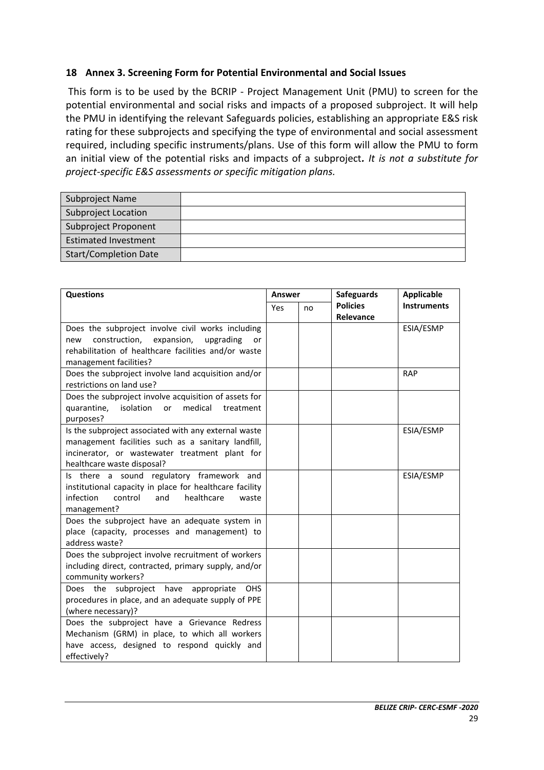## 18 Annex 3. Screening Form for Potential Environmental and Social Issues

This form is to be used by the BCRIP - Project Management Unit (PMU) to screen for the potential environmental and social risks and impacts of a proposed subproject. It will help the PMU in identifying the relevant Safeguards policies, establishing an appropriate E&S risk rating for these subprojects and specifying the type of environmental and social assessment required, including specific instruments/plans. Use of this form will allow the PMU to form an initial view of the potential risks and impacts of a subproject*. It is not a substitute for project-specific E&S assessments or specific mitigation plans.*

| | |
|---|---|
| Subproject Name | |
| Subproject Location | |
| Subproject Proponent | |
| Estimated Investment | |
| Start/Completion Date | |

| **Questions** | **Answer** | | **Safeguards Policies Relevance** | **Applicable Instruments** |
|---|---|---|---|---|
| | Yes | no | | |
| Does the subproject involve civil works including new construction, expansion, upgrading or rehabilitation of healthcare facilities and/or waste management facilities? | | | | ESIA/ESMP |
| Does the subproject involve land acquisition and/or restrictions on land use? | | | | RAP |
| Does the subproject involve acquisition of assets for quarantine, isolation or medical treatment purposes? | | | | |
| Is the subproject associated with any external waste management facilities such as a sanitary landfill, incinerator, or wastewater treatment plant for healthcare waste disposal? | | | | ESIA/ESMP |
| Is there a sound regulatory framework and institutional capacity in place for healthcare facility infection control and healthcare waste management? | | | | ESIA/ESMP |
| Does the subproject have an adequate system in place (capacity, processes and management) to address waste? | | | | |
| Does the subproject involve recruitment of workers including direct, contracted, primary supply, and/or community workers? | | | | |
| Does the subproject have appropriate OHS procedures in place, and an adequate supply of PPE (where necessary)? | | | | |
| Does the subproject have a Grievance Redress Mechanism (GRM) in place, to which all workers have access, designed to respond quickly and effectively? | | | | |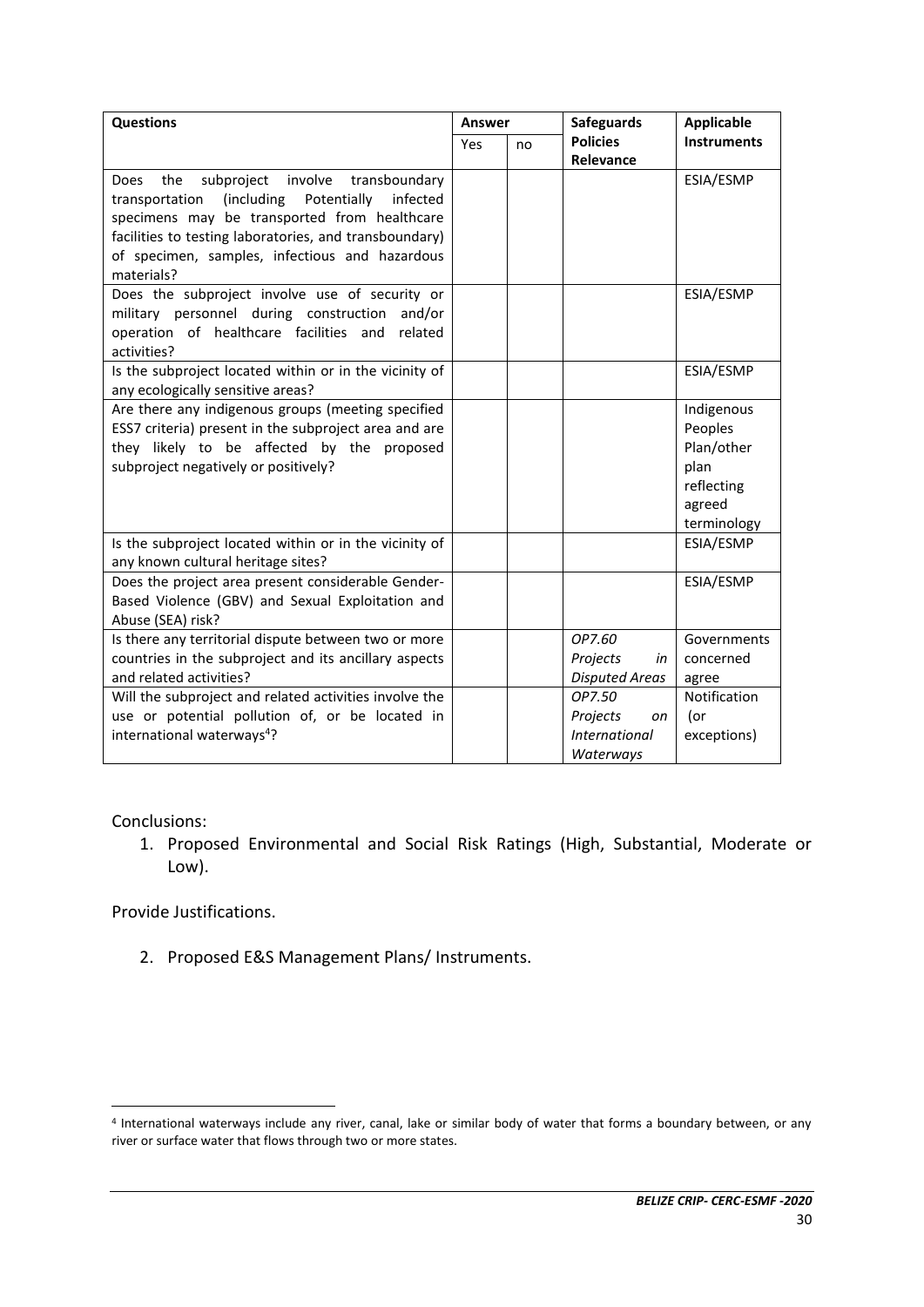| Questions | Answer | | Safeguards Policies Relevance | Applicable Instruments |
|---|---|---|---|---|
| | Yes | no | | |
| Does the subproject involve transboundary transportation (including Potentially infected specimens may be transported from healthcare facilities to testing laboratories, and transboundary) of specimen, samples, infectious and hazardous materials? | | | | ESIA/ESMP |
| Does the subproject involve use of security or military personnel during construction and/or operation of healthcare facilities and related activities? | | | | ESIA/ESMP |
| Is the subproject located within or in the vicinity of any ecologically sensitive areas? | | | | ESIA/ESMP |
| Are there any indigenous groups (meeting specified ESS7 criteria) present in the subproject area and are they likely to be affected by the proposed subproject negatively or positively? | | | | Indigenous Peoples Plan/other plan reflecting agreed terminology |
| Is the subproject located within or in the vicinity of any known cultural heritage sites? | | | | ESIA/ESMP |
| Does the project area present considerable Gender-Based Violence (GBV) and Sexual Exploitation and Abuse (SEA) risk? | | | | ESIA/ESMP |
| Is there any territorial dispute between two or more countries in the subproject and its ancillary aspects and related activities? | | | *OP7.60 Projects in Disputed Areas* | Governments concerned agree |
| Will the subproject and related activities involve the use or potential pollution of, or be located in international waterways[4]? | | | *OP7.50 Projects on International Waterways* | Notification (or exceptions) |

Conclusions:

1. Proposed Environmental and Social Risk Ratings (High, Substantial, Moderate or Low).

Provide Justifications.

2. Proposed E&S Management Plans/ Instruments.

[4] International waterways include any river, canal, lake or similar body of water that forms a boundary between, or any river or surface water that flows through two or more states.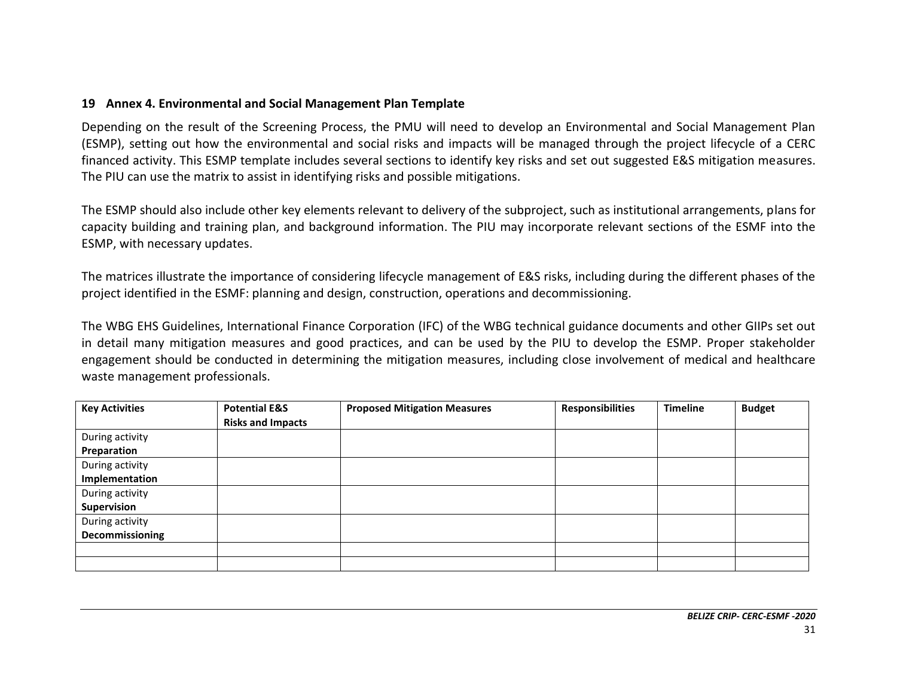## 19 Annex 4. Environmental and Social Management Plan Template

Depending on the result of the Screening Process, the PMU will need to develop an Environmental and Social Management Plan (ESMP), setting out how the environmental and social risks and impacts will be managed through the project lifecycle of a CERC financed activity. This ESMP template includes several sections to identify key risks and set out suggested E&S mitigation measures. The PIU can use the matrix to assist in identifying risks and possible mitigations.

The ESMP should also include other key elements relevant to delivery of the subproject, such as institutional arrangements, plans for capacity building and training plan, and background information. The PIU may incorporate relevant sections of the ESMF into the ESMP, with necessary updates.

The matrices illustrate the importance of considering lifecycle management of E&S risks, including during the different phases of the project identified in the ESMF: planning and design, construction, operations and decommissioning.

The WBG EHS Guidelines, International Finance Corporation (IFC) of the WBG technical guidance documents and other GIIPs set out in detail many mitigation measures and good practices, and can be used by the PIU to develop the ESMP. Proper stakeholder engagement should be conducted in determining the mitigation measures, including close involvement of medical and healthcare waste management professionals.

| **Key Activities** | **Potential E&S Risks and Impacts** | **Proposed Mitigation Measures** | **Responsibilities** | **Timeline** | **Budget** |
|---|---|---|---|---|---|
| During activity **Preparation** | | | | | |
| During activity **Implementation** | | | | | |
| During activity **Supervision** | | | | | |
| During activity **Decommissioning** | | | | | |
| | | | | | |
| | | | | | |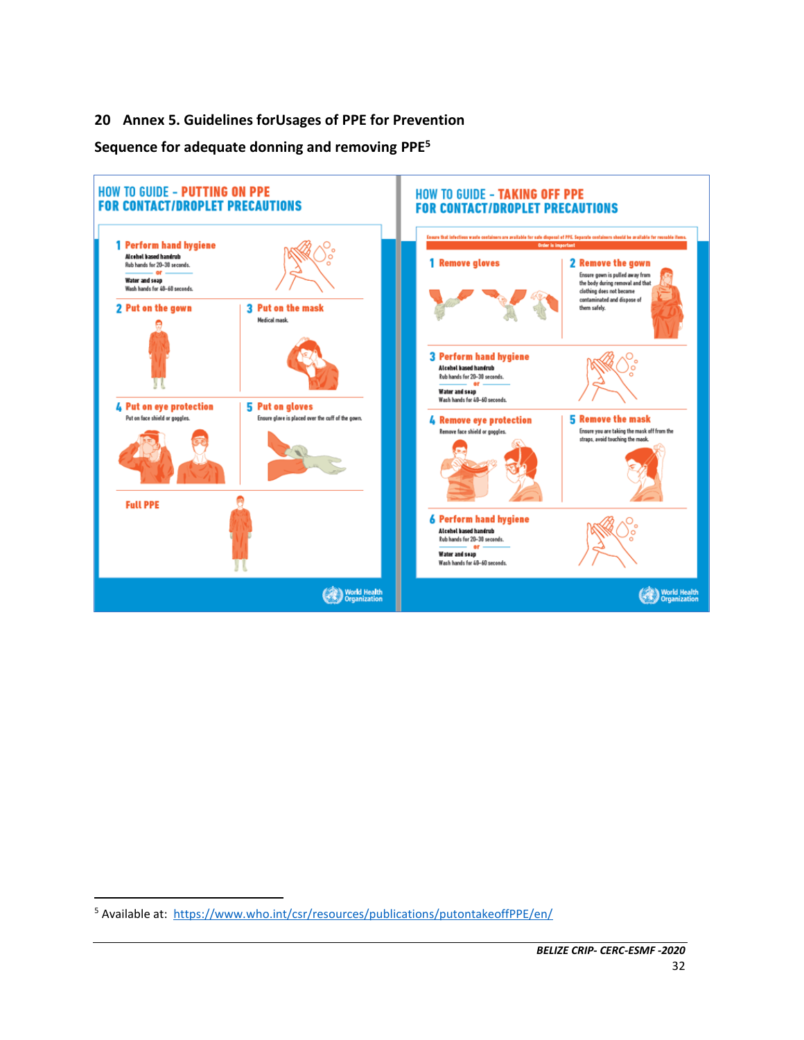## 20 Annex 5. Guidelines forUsages of PPE for Prevention

**Sequence for adequate donning and removing PPE**[5]

HOW TO GUIDE - PUTTING ON PPE FOR CONTACT/DROPLET PRECAUTIONS

1 Perform hand hygiene
Alcohol based handrub
Rub hands for 20-30 seconds.
or
Water and soap
Wash hands for 40-60 seconds.

2 Put on the gown

3 Put on the mask
Medical mask.

4 Put on eye protection
Put on face shield or goggles.

5 Put on gloves
Ensure glove is placed over the cuff of the gown.

Full PPE

World Health Organization

HOW TO GUIDE - TAKING OFF PPE FOR CONTACT/DROPLET PRECAUTIONS

Ensure that infectious waste containers are available for safe disposal of PPE. Separate containers should be available for reusable items.
Order is important

1 Remove gloves

2 Remove the gown
Ensure gown is pulled away from the body during removal and that clothing does not become contaminated and dispose of them safely.

3 Perform hand hygiene
Alcohol based handrub
Rub hands for 20-30 seconds.
or
Water and soap
Wash hands for 40-60 seconds.

4 Remove eye protection
Remove face shield or goggles.

5 Remove the mask
Ensure you are taking the mask off from the straps, avoid touching the mask.

6 Perform hand hygiene
Alcohol based handrub
Rub hands for 20-30 seconds.
or
Water and soap
Wash hands for 40-60 seconds.

World Health Organization

---

[5] Available at: https://www.who.int/csr/resources/publications/putontakeoffPPE/en/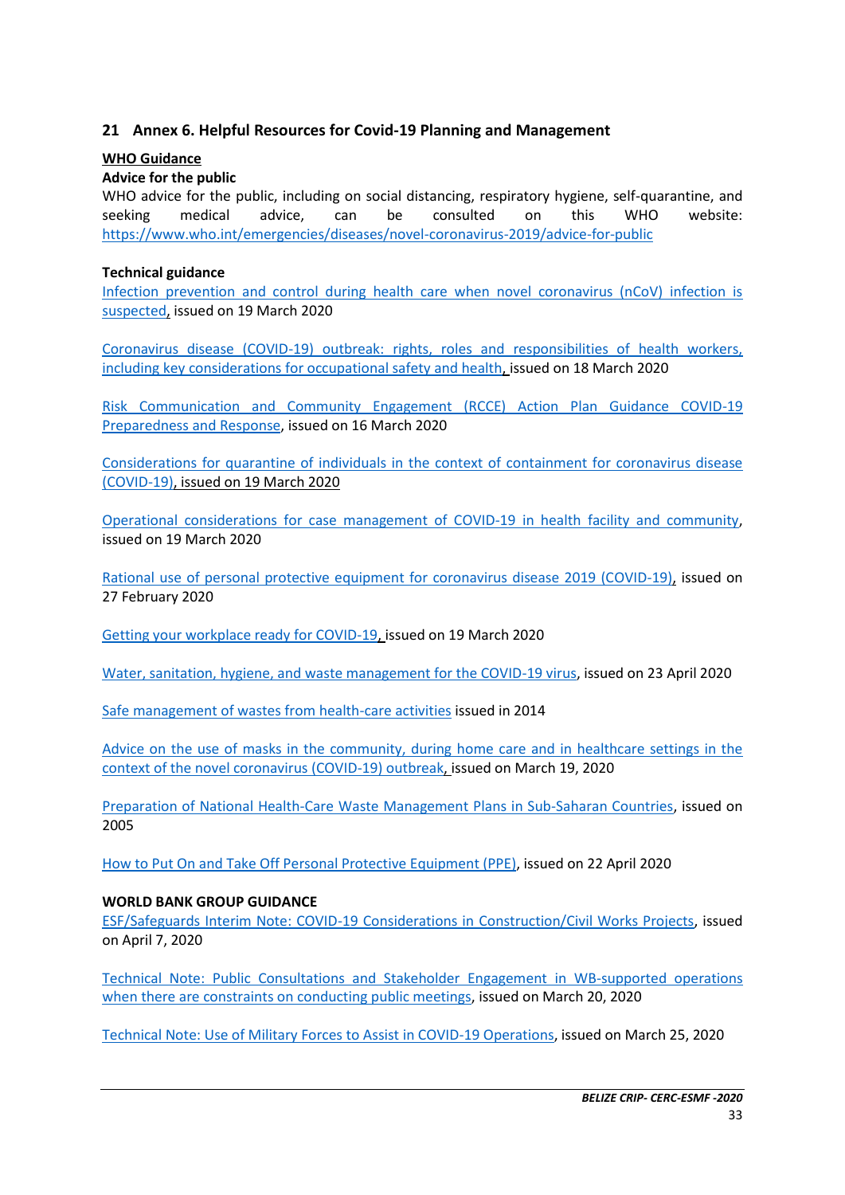## 21 Annex 6. Helpful Resources for Covid-19 Planning and Management

**WHO Guidance**

**Advice for the public**

WHO advice for the public, including on social distancing, respiratory hygiene, self-quarantine, and seeking medical advice, can be consulted on this WHO website: https://www.who.int/emergencies/diseases/novel-coronavirus-2019/advice-for-public

**Technical guidance**

Infection prevention and control during health care when novel coronavirus (nCoV) infection is suspected, issued on 19 March 2020

Coronavirus disease (COVID-19) outbreak: rights, roles and responsibilities of health workers, including key considerations for occupational safety and health, issued on 18 March 2020

Risk Communication and Community Engagement (RCCE) Action Plan Guidance COVID-19 Preparedness and Response, issued on 16 March 2020

Considerations for quarantine of individuals in the context of containment for coronavirus disease (COVID-19), issued on 19 March 2020

Operational considerations for case management of COVID-19 in health facility and community, issued on 19 March 2020

Rational use of personal protective equipment for coronavirus disease 2019 (COVID-19), issued on 27 February 2020

Getting your workplace ready for COVID-19, issued on 19 March 2020

Water, sanitation, hygiene, and waste management for the COVID-19 virus, issued on 23 April 2020

Safe management of wastes from health-care activities issued in 2014

Advice on the use of masks in the community, during home care and in healthcare settings in the context of the novel coronavirus (COVID-19) outbreak, issued on March 19, 2020

Preparation of National Health-Care Waste Management Plans in Sub-Saharan Countries, issued on 2005

How to Put On and Take Off Personal Protective Equipment (PPE), issued on 22 April 2020

**WORLD BANK GROUP GUIDANCE**

ESF/Safeguards Interim Note: COVID-19 Considerations in Construction/Civil Works Projects, issued on April 7, 2020

Technical Note: Public Consultations and Stakeholder Engagement in WB-supported operations when there are constraints on conducting public meetings, issued on March 20, 2020

Technical Note: Use of Military Forces to Assist in COVID-19 Operations, issued on March 25, 2020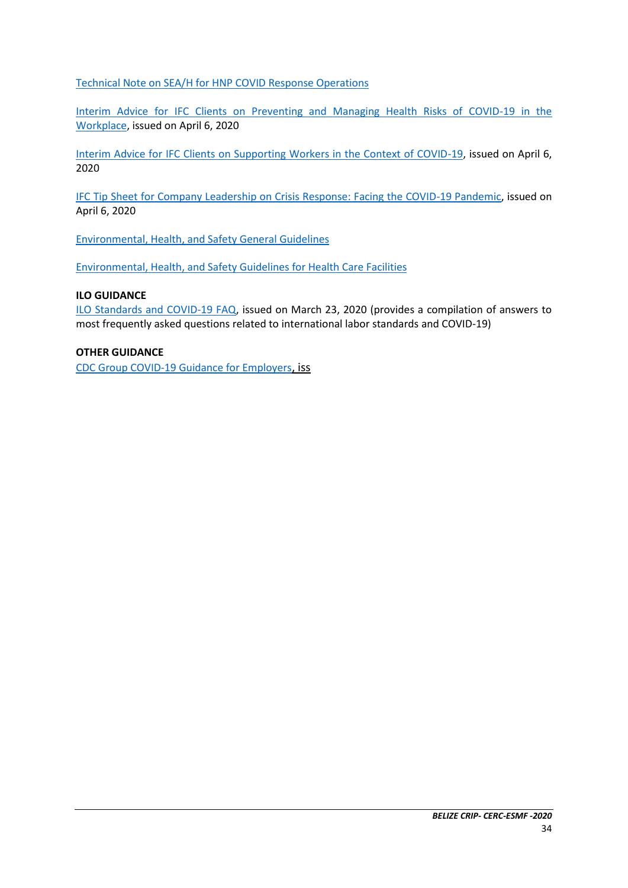Technical Note on SEA/H for HNP COVID Response Operations

Interim Advice for IFC Clients on Preventing and Managing Health Risks of COVID-19 in the Workplace, issued on April 6, 2020

Interim Advice for IFC Clients on Supporting Workers in the Context of COVID-19, issued on April 6, 2020

IFC Tip Sheet for Company Leadership on Crisis Response: Facing the COVID-19 Pandemic, issued on April 6, 2020

Environmental, Health, and Safety General Guidelines

Environmental, Health, and Safety Guidelines for Health Care Facilities

**ILO GUIDANCE**

ILO Standards and COVID-19 FAQ, issued on March 23, 2020 (provides a compilation of answers to most frequently asked questions related to international labor standards and COVID-19)

**OTHER GUIDANCE**

CDC Group COVID-19 Guidance for Employers, iss